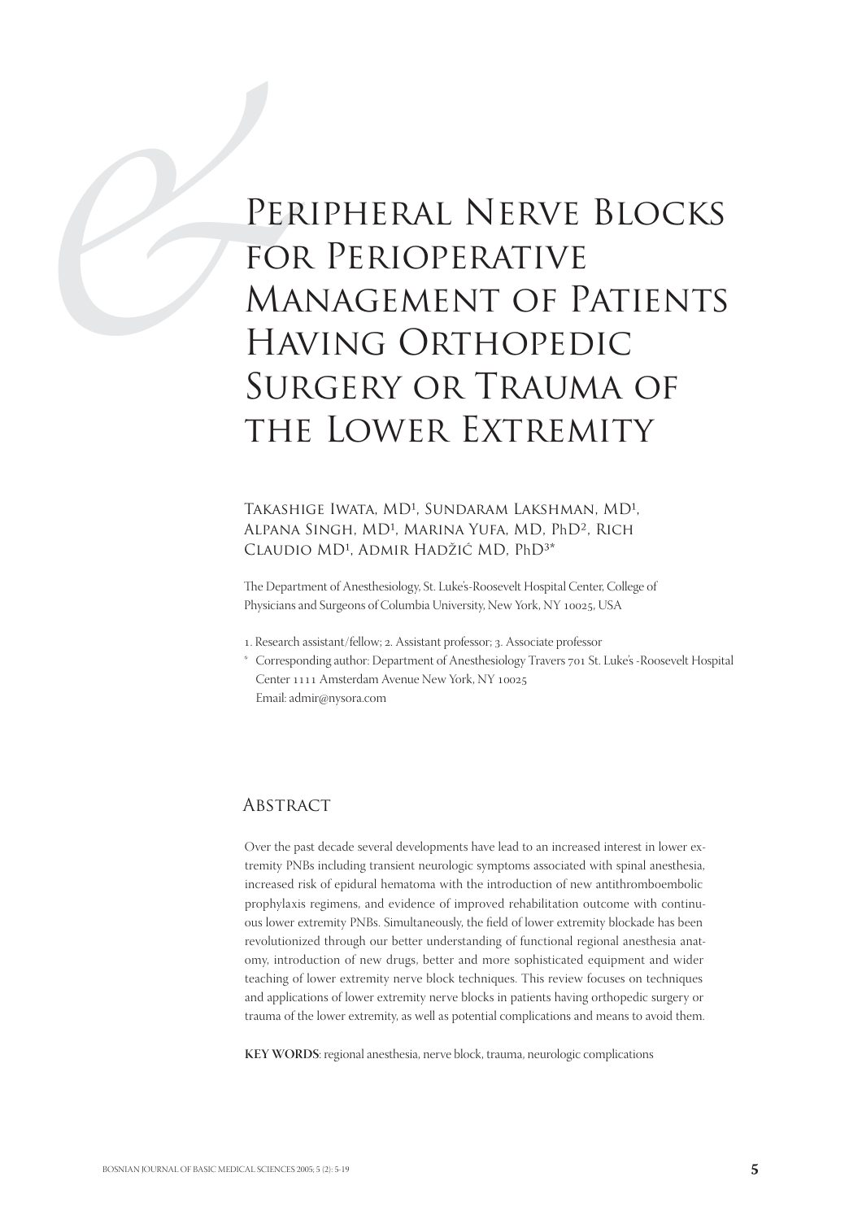# Peripheral Nerve Blocks for Perioperative Management of Patients Having Orthopedic Surgery or Trauma of the Lower Extremity

Takashige Iwata, MD[1], Sundaram Lakshman, MD[1], Alpana Singh, MD[1], Marina Yufa, MD, PhD[2], Rich Claudio MD[1], Admir Hadžić MD, PhD[3]*

The Department of Anesthesiology, St. Luke's-Roosevelt Hospital Center, College of Physicians and Surgeons of Columbia University, New York, NY 10025, USA

1. Research assistant/fellow; 2. Assistant professor; 3. Associate professor

* Corresponding author: Department of Anesthesiology Travers 701 St. Luke's -Roosevelt Hospital Center 1111 Amsterdam Avenue New York, NY 10025
Email: admir@nysora.com

## Abstract

Over the past decade several developments have lead to an increased interest in lower extremity PNBs including transient neurologic symptoms associated with spinal anesthesia, increased risk of epidural hematoma with the introduction of new antithromboembolic prophylaxis regimens, and evidence of improved rehabilitation outcome with continuous lower extremity PNBs. Simultaneously, the field of lower extremity blockade has been revolutionized through our better understanding of functional regional anesthesia anatomy, introduction of new drugs, better and more sophisticated equipment and wider teaching of lower extremity nerve block techniques. This review focuses on techniques and applications of lower extremity nerve blocks in patients having orthopedic surgery or trauma of the lower extremity, as well as potential complications and means to avoid them.

**KEY WORDS**: regional anesthesia, nerve block, trauma, neurologic complications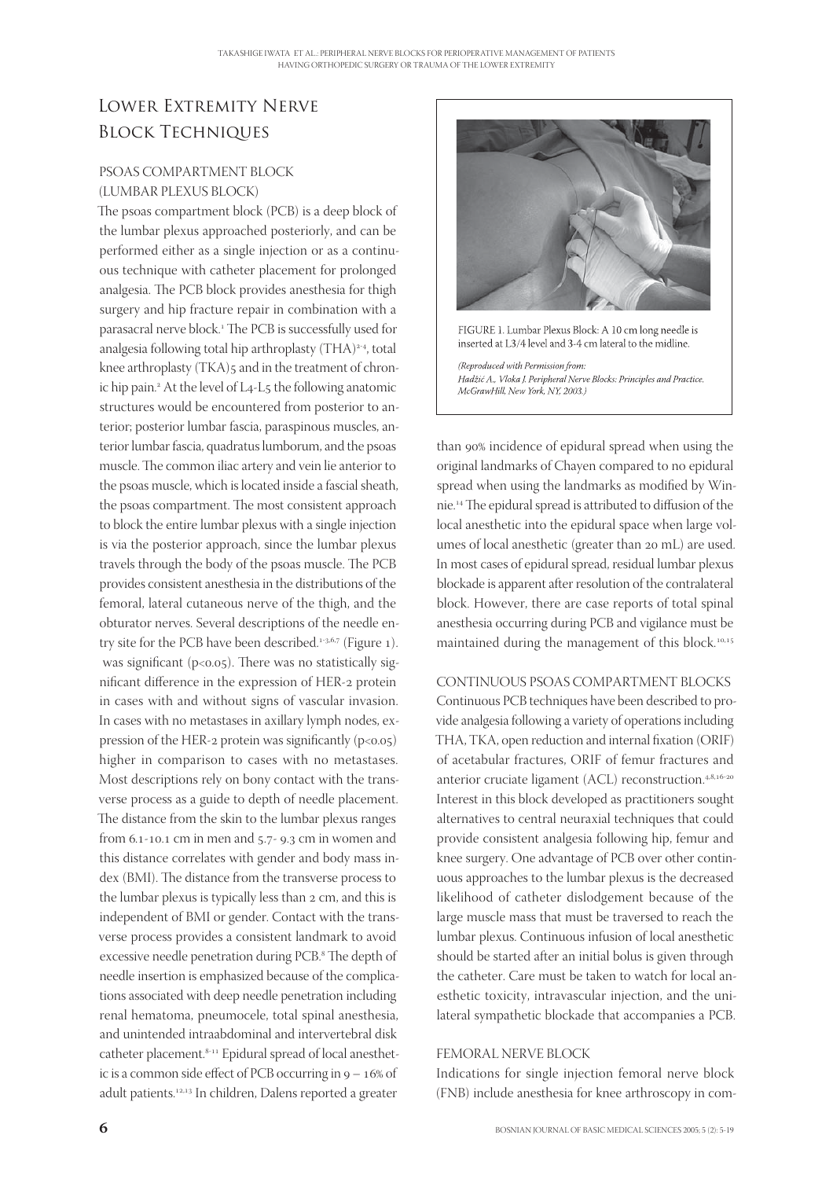# Lower Extremity Nerve Block Techniques

## PSOAS COMPARTMENT BLOCK (LUMBAR PLEXUS BLOCK)

The psoas compartment block (PCB) is a deep block of the lumbar plexus approached posteriorly, and can be performed either as a single injection or as a continuous technique with catheter placement for prolonged analgesia. The PCB block provides anesthesia for thigh surgery and hip fracture repair in combination with a parasacral nerve block.[1] The PCB is successfully used for analgesia following total hip arthroplasty (THA)[2-4], total knee arthroplasty (TKA)5 and in the treatment of chronic hip pain.[2] At the level of L4-L5 the following anatomic structures would be encountered from posterior to anterior; posterior lumbar fascia, paraspinous muscles, anterior lumbar fascia, quadratus lumborum, and the psoas muscle. The common iliac artery and vein lie anterior to the psoas muscle, which is located inside a fascial sheath, the psoas compartment. The most consistent approach to block the entire lumbar plexus with a single injection is via the posterior approach, since the lumbar plexus travels through the body of the psoas muscle. The PCB provides consistent anesthesia in the distributions of the femoral, lateral cutaneous nerve of the thigh, and the obturator nerves. Several descriptions of the needle entry site for the PCB have been described.[1-3,6,7] (Figure 1). was significant ($p<0.05$). There was no statistically significant difference in the expression of HER-2 protein in cases with and without signs of vascular invasion. In cases with no metastases in axillary lymph nodes, expression of the HER-2 protein was significantly ($p<0.05$) higher in comparison to cases with no metastases. Most descriptions rely on bony contact with the transverse process as a guide to depth of needle placement. The distance from the skin to the lumbar plexus ranges from 6.1-10.1 cm in men and 5.7- 9.3 cm in women and this distance correlates with gender and body mass index (BMI). The distance from the transverse process to the lumbar plexus is typically less than 2 cm, and this is independent of BMI or gender. Contact with the transverse process provides a consistent landmark to avoid excessive needle penetration during PCB.[8] The depth of needle insertion is emphasized because of the complications associated with deep needle penetration including renal hematoma, pneumocele, total spinal anesthesia, and unintended intraabdominal and intervertebral disk catheter placement.[8-11] Epidural spread of local anesthetic is a common side effect of PCB occurring in 9 – 16% of adult patients.[12,13] In children, Dalens reported a greater than 90% incidence of epidural spread when using the original landmarks of Chayen compared to no epidural spread when using the landmarks as modified by Winnie.[14] The epidural spread is attributed to diffusion of the local anesthetic into the epidural space when large volumes of local anesthetic (greater than 20 mL) are used. In most cases of epidural spread, residual lumbar plexus blockade is apparent after resolution of the contralateral block. However, there are case reports of total spinal anesthesia occurring during PCB and vigilance must be maintained during the management of this block.[10,15]

FIGURE 1. Lumbar Plexus Block: A 10 cm long needle is inserted at L3/4 level and 3-4 cm lateral to the midline.

*(Reproduced with Permission from: Hadžić A., Vloka J. Peripheral Nerve Blocks: Principles and Practice. McGrawHill, New York, NY, 2003.)*

## CONTINUOUS PSOAS COMPARTMENT BLOCKS

Continuous PCB techniques have been described to provide analgesia following a variety of operations including THA, TKA, open reduction and internal fixation (ORIF) of acetabular fractures, ORIF of femur fractures and anterior cruciate ligament (ACL) reconstruction.[4,8,16-20] Interest in this block developed as practitioners sought alternatives to central neuraxial techniques that could provide consistent analgesia following hip, femur and knee surgery. One advantage of PCB over other continuous approaches to the lumbar plexus is the decreased likelihood of catheter dislodgement because of the large muscle mass that must be traversed to reach the lumbar plexus. Continuous infusion of local anesthetic should be started after an initial bolus is given through the catheter. Care must be taken to watch for local anesthetic toxicity, intravascular injection, and the unilateral sympathetic blockade that accompanies a PCB.

## FEMORAL NERVE BLOCK

Indications for single injection femoral nerve block (FNB) include anesthesia for knee arthroscopy in com-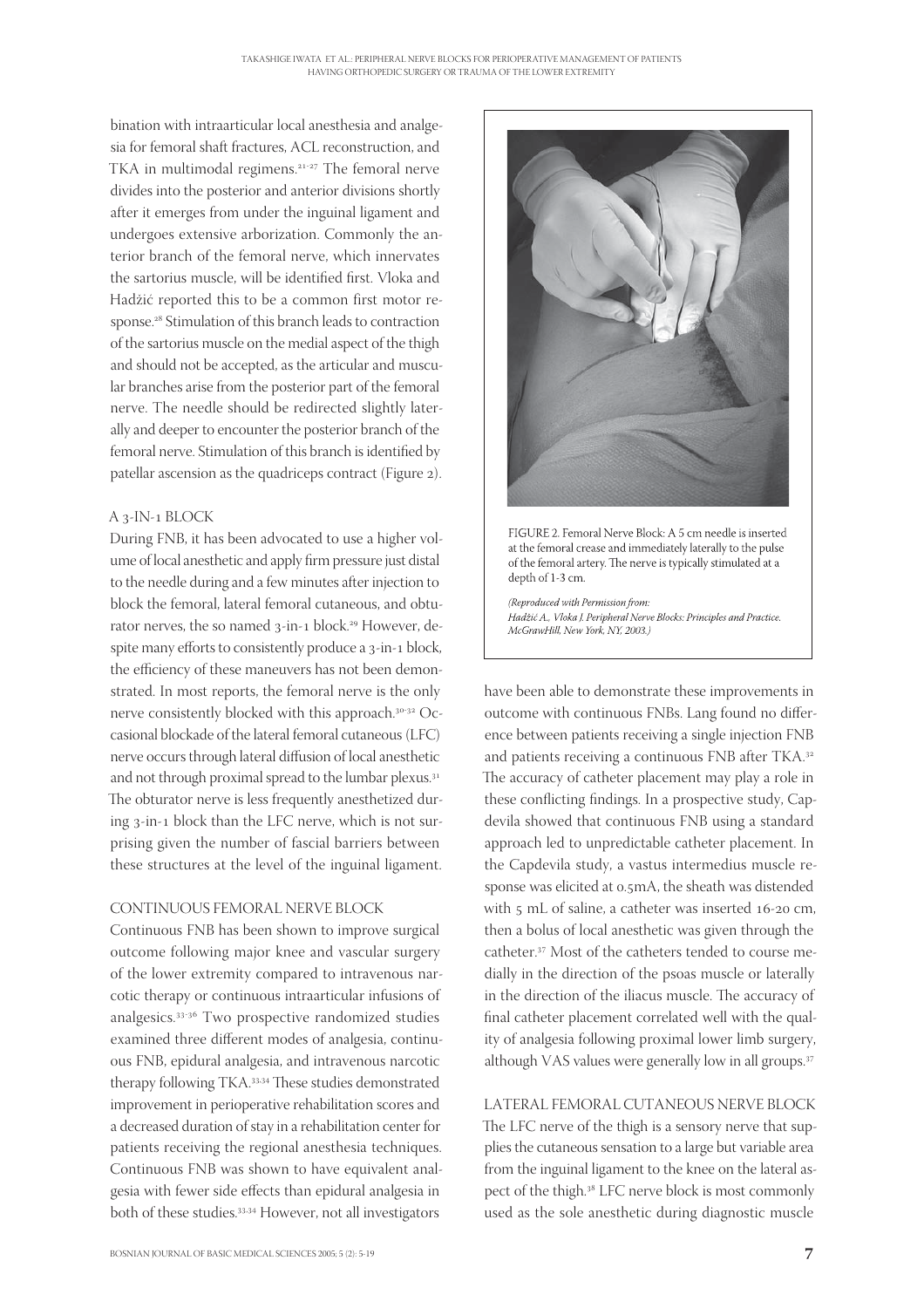bination with intraarticular local anesthesia and analgesia for femoral shaft fractures, ACL reconstruction, and TKA in multimodal regimens.[21-27] The femoral nerve divides into the posterior and anterior divisions shortly after it emerges from under the inguinal ligament and undergoes extensive arborization. Commonly the anterior branch of the femoral nerve, which innervates the sartorius muscle, will be identified first. Vloka and Hadžić reported this to be a common first motor response.[28] Stimulation of this branch leads to contraction of the sartorius muscle on the medial aspect of the thigh and should not be accepted, as the articular and muscular branches arise from the posterior part of the femoral nerve. The needle should be redirected slightly laterally and deeper to encounter the posterior branch of the femoral nerve. Stimulation of this branch is identified by patellar ascension as the quadriceps contract (Figure 2).

### A 3-IN-1 BLOCK

During FNB, it has been advocated to use a higher volume of local anesthetic and apply firm pressure just distal to the needle during and a few minutes after injection to block the femoral, lateral femoral cutaneous, and obturator nerves, the so named 3-in-1 block.[29] However, despite many efforts to consistently produce a 3-in-1 block, the efficiency of these maneuvers has not been demonstrated. In most reports, the femoral nerve is the only nerve consistently blocked with this approach.[30-32] Occasional blockade of the lateral femoral cutaneous (LFC) nerve occurs through lateral diffusion of local anesthetic and not through proximal spread to the lumbar plexus.[31] The obturator nerve is less frequently anesthetized during 3-in-1 block than the LFC nerve, which is not surprising given the number of fascial barriers between these structures at the level of the inguinal ligament.

### CONTINUOUS FEMORAL NERVE BLOCK

Continuous FNB has been shown to improve surgical outcome following major knee and vascular surgery of the lower extremity compared to intravenous narcotic therapy or continuous intraarticular infusions of analgesics.[33-36] Two prospective randomized studies examined three different modes of analgesia, continuous FNB, epidural analgesia, and intravenous narcotic therapy following TKA.[33,34] These studies demonstrated improvement in perioperative rehabilitation scores and a decreased duration of stay in a rehabilitation center for patients receiving the regional anesthesia techniques. Continuous FNB was shown to have equivalent analgesia with fewer side effects than epidural analgesia in both of these studies.[33,34] However, not all investigators

FIGURE 2. Femoral Nerve Block: A 5 cm needle is inserted at the femoral crease and immediately laterally to the pulse of the femoral artery. The nerve is typically stimulated at a depth of 1-3 cm.

*(Reproduced with Permission from: Hadžić A., Vloka J. Peripheral Nerve Blocks: Principles and Practice. McGrawHill, New York, NY, 2003.)*

have been able to demonstrate these improvements in outcome with continuous FNBs. Lang found no difference between patients receiving a single injection FNB and patients receiving a continuous FNB after TKA.[32] The accuracy of catheter placement may play a role in these conflicting findings. In a prospective study, Capdevila showed that continuous FNB using a standard approach led to unpredictable catheter placement. In the Capdevila study, a vastus intermedius muscle response was elicited at 0.5mA, the sheath was distended with 5 mL of saline, a catheter was inserted 16-20 cm, then a bolus of local anesthetic was given through the catheter.[37] Most of the catheters tended to course medially in the direction of the psoas muscle or laterally in the direction of the iliacus muscle. The accuracy of final catheter placement correlated well with the quality of analgesia following proximal lower limb surgery, although VAS values were generally low in all groups.[37]

### LATERAL FEMORAL CUTANEOUS NERVE BLOCK

The LFC nerve of the thigh is a sensory nerve that supplies the cutaneous sensation to a large but variable area from the inguinal ligament to the knee on the lateral aspect of the thigh.[38] LFC nerve block is most commonly used as the sole anesthetic during diagnostic muscle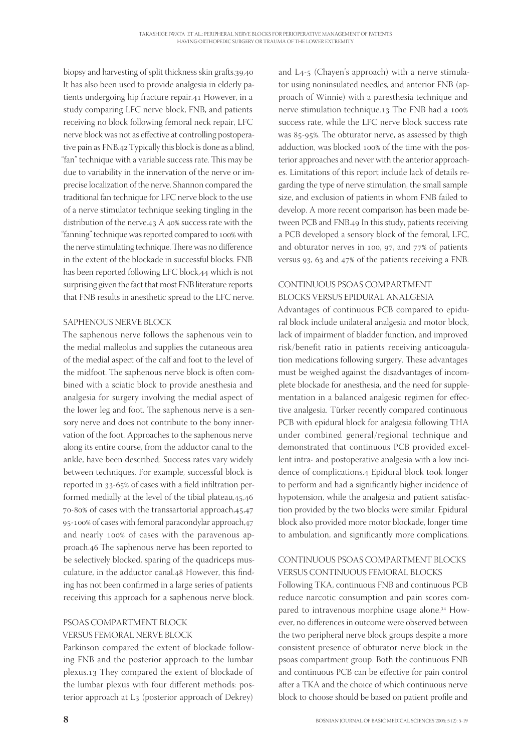biopsy and harvesting of split thickness skin grafts.[39,40] It has also been used to provide analgesia in elderly patients undergoing hip fracture repair.[41] However, in a study comparing LFC nerve block, FNB, and patients receiving no block following femoral neck repair, LFC nerve block was not as effective at controlling postoperative pain as FNB.[42] Typically this block is done as a blind, "fan" technique with a variable success rate. This may be due to variability in the innervation of the nerve or imprecise localization of the nerve. Shannon compared the traditional fan technique for LFC nerve block to the use of a nerve stimulator technique seeking tingling in the distribution of the nerve.[43] A 40% success rate with the "fanning" technique was reported compared to 100% with the nerve stimulating technique. There was no difference in the extent of the blockade in successful blocks. FNB has been reported following LFC block,[44] which is not surprising given the fact that most FNB literature reports that FNB results in anesthetic spread to the LFC nerve.

## SAPHENOUS NERVE BLOCK

The saphenous nerve follows the saphenous vein to the medial malleolus and supplies the cutaneous area of the medial aspect of the calf and foot to the level of the midfoot. The saphenous nerve block is often combined with a sciatic block to provide anesthesia and analgesia for surgery involving the medial aspect of the lower leg and foot. The saphenous nerve is a sensory nerve and does not contribute to the bony innervation of the foot. Approaches to the saphenous nerve along its entire course, from the adductor canal to the ankle, have been described. Success rates vary widely between techniques. For example, successful block is reported in 33-65% of cases with a field infiltration performed medially at the level of the tibial plateau,[45,46] 70-80% of cases with the transsartorial approach,[45,47] 95-100% of cases with femoral paracondylar approach,[47] and nearly 100% of cases with the paravenous approach.[46] The saphenous nerve has been reported to be selectively blocked, sparing of the quadriceps musculature, in the adductor canal.[48] However, this finding has not been confirmed in a large series of patients receiving this approach for a saphenous nerve block.

## PSOAS COMPARTMENT BLOCK VERSUS FEMORAL NERVE BLOCK

Parkinson compared the extent of blockade following FNB and the posterior approach to the lumbar plexus.[13] They compared the extent of blockade of the lumbar plexus with four different methods: posterior approach at L3 (posterior approach of Dekrey) and L4-5 (Chayen's approach) with a nerve stimulator using noninsulated needles, and anterior FNB (approach of Winnie) with a paresthesia technique and nerve stimulation technique.[13] The FNB had a 100% success rate, while the LFC nerve block success rate was 85-95%. The obturator nerve, as assessed by thigh adduction, was blocked 100% of the time with the posterior approaches and never with the anterior approaches. Limitations of this report include lack of details regarding the type of nerve stimulation, the small sample size, and exclusion of patients in whom FNB failed to develop. A more recent comparison has been made between PCB and FNB.[49] In this study, patients receiving a PCB developed a sensory block of the femoral, LFC, and obturator nerves in 100, 97, and 77% of patients versus 93, 63 and 47% of the patients receiving a FNB.

## CONTINUOUS PSOAS COMPARTMENT BLOCKS VERSUS EPIDURAL ANALGESIA

Advantages of continuous PCB compared to epidural block include unilateral analgesia and motor block, lack of impairment of bladder function, and improved risk/benefit ratio in patients receiving anticoagulation medications following surgery. These advantages must be weighed against the disadvantages of incomplete blockade for anesthesia, and the need for supplementation in a balanced analgesic regimen for effective analgesia. Türker recently compared continuous PCB with epidural block for analgesia following THA under combined general/regional technique and demonstrated that continuous PCB provided excellent intra- and postoperative analgesia with a low incidence of complications.[4] Epidural block took longer to perform and had a significantly higher incidence of hypotension, while the analgesia and patient satisfaction provided by the two blocks were similar. Epidural block also provided more motor blockade, longer time to ambulation, and significantly more complications.

## CONTINUOUS PSOAS COMPARTMENT BLOCKS VERSUS CONTINUOUS FEMORAL BLOCKS

Following TKA, continuous FNB and continuous PCB reduce narcotic consumption and pain scores compared to intravenous morphine usage alone.[34] However, no differences in outcome were observed between the two peripheral nerve block groups despite a more consistent presence of obturator nerve block in the psoas compartment group. Both the continuous FNB and continuous PCB can be effective for pain control after a TKA and the choice of which continuous nerve block to choose should be based on patient profile and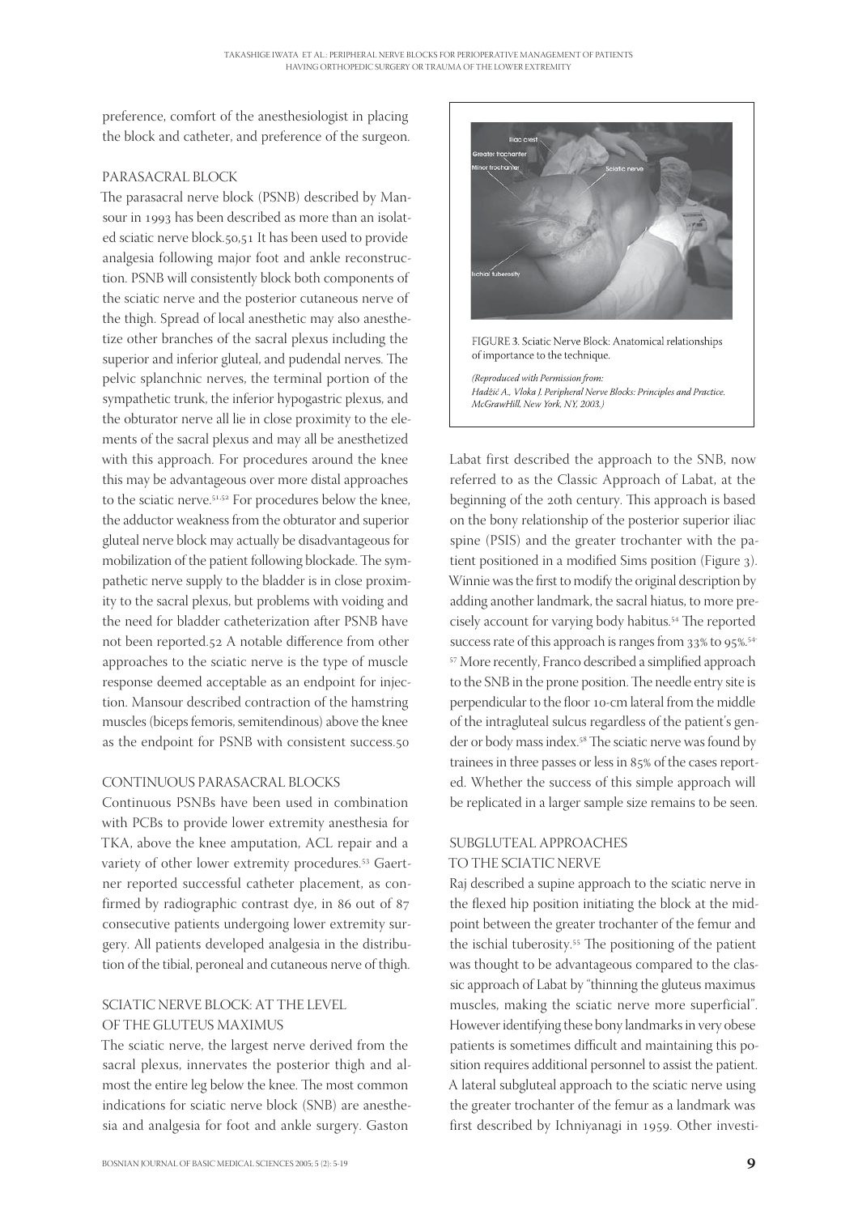preference, comfort of the anesthesiologist in placing the block and catheter, and preference of the surgeon.

### PARASACRAL BLOCK

The parasacral nerve block (PSNB) described by Mansour in 1993 has been described as more than an isolated sciatic nerve block.50,51 It has been used to provide analgesia following major foot and ankle reconstruction. PSNB will consistently block both components of the sciatic nerve and the posterior cutaneous nerve of the thigh. Spread of local anesthetic may also anesthetize other branches of the sacral plexus including the superior and inferior gluteal, and pudendal nerves. The pelvic splanchnic nerves, the terminal portion of the sympathetic trunk, the inferior hypogastric plexus, and the obturator nerve all lie in close proximity to the elements of the sacral plexus and may all be anesthetized with this approach. For procedures around the knee this may be advantageous over more distal approaches to the sciatic nerve.[51,52] For procedures below the knee, the adductor weakness from the obturator and superior gluteal nerve block may actually be disadvantageous for mobilization of the patient following blockade. The sympathetic nerve supply to the bladder is in close proximity to the sacral plexus, but problems with voiding and the need for bladder catheterization after PSNB have not been reported.52 A notable difference from other approaches to the sciatic nerve is the type of muscle response deemed acceptable as an endpoint for injection. Mansour described contraction of the hamstring muscles (biceps femoris, semitendinous) above the knee as the endpoint for PSNB with consistent success.50

### CONTINUOUS PARASACRAL BLOCKS

Continuous PSNBs have been used in combination with PCBs to provide lower extremity anesthesia for TKA, above the knee amputation, ACL repair and a variety of other lower extremity procedures.[53] Gaertner reported successful catheter placement, as confirmed by radiographic contrast dye, in 86 out of 87 consecutive patients undergoing lower extremity surgery. All patients developed analgesia in the distribution of the tibial, peroneal and cutaneous nerve of thigh.

### SCIATIC NERVE BLOCK: AT THE LEVEL OF THE GLUTEUS MAXIMUS

The sciatic nerve, the largest nerve derived from the sacral plexus, innervates the posterior thigh and almost the entire leg below the knee. The most common indications for sciatic nerve block (SNB) are anesthesia and analgesia for foot and ankle surgery. Gaston Labat first described the approach to the SNB, now referred to as the Classic Approach of Labat, at the beginning of the 20th century. This approach is based on the bony relationship of the posterior superior iliac spine (PSIS) and the greater trochanter with the patient positioned in a modified Sims position (Figure 3). Winnie was the first to modify the original description by adding another landmark, the sacral hiatus, to more precisely account for varying body habitus.[54] The reported success rate of this approach is ranges from 33% to 95%.[54-57] More recently, Franco described a simplified approach to the SNB in the prone position. The needle entry site is perpendicular to the floor 10-cm lateral from the middle of the intragluteal sulcus regardless of the patient's gender or body mass index.[58] The sciatic nerve was found by trainees in three passes or less in 85% of the cases reported. Whether the success of this simple approach will be replicated in a larger sample size remains to be seen.

FIGURE 3. Sciatic Nerve Block: Anatomical relationships of importance to the technique.

*(Reproduced with Permission from: Hadžić A., Vloka J. Peripheral Nerve Blocks: Principles and Practice. McGrawHill, New York, NY, 2003.)*

### SUBGLUTEAL APPROACHES TO THE SCIATIC NERVE

Raj described a supine approach to the sciatic nerve in the flexed hip position initiating the block at the midpoint between the greater trochanter of the femur and the ischial tuberosity.[55] The positioning of the patient was thought to be advantageous compared to the classic approach of Labat by "thinning the gluteus maximus muscles, making the sciatic nerve more superficial". However identifying these bony landmarks in very obese patients is sometimes difficult and maintaining this position requires additional personnel to assist the patient. A lateral subgluteal approach to the sciatic nerve using the greater trochanter of the femur as a landmark was first described by Ichniyanagi in 1959. Other investi-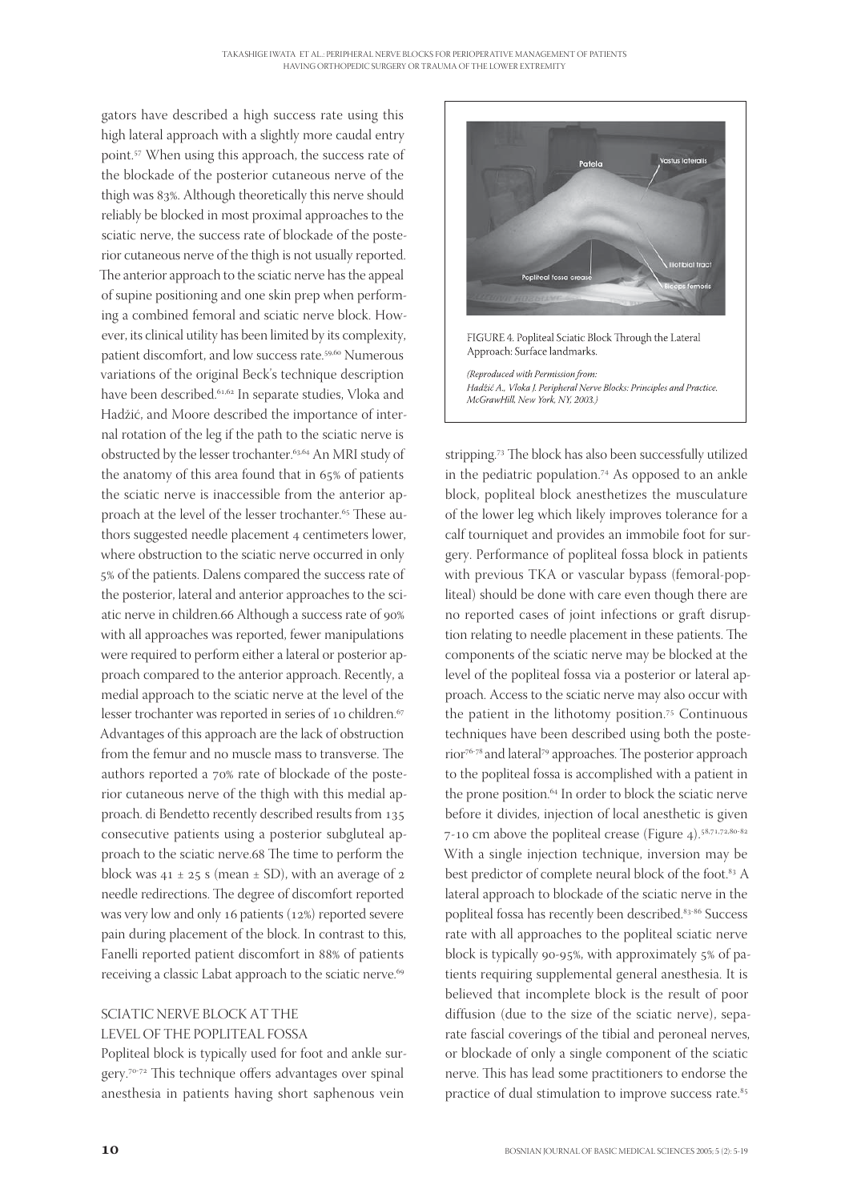gators have described a high success rate using this high lateral approach with a slightly more caudal entry point.[57] When using this approach, the success rate of the blockade of the posterior cutaneous nerve of the thigh was 83%. Although theoretically this nerve should reliably be blocked in most proximal approaches to the sciatic nerve, the success rate of blockade of the posterior cutaneous nerve of the thigh is not usually reported. The anterior approach to the sciatic nerve has the appeal of supine positioning and one skin prep when performing a combined femoral and sciatic nerve block. However, its clinical utility has been limited by its complexity, patient discomfort, and low success rate.[59,60] Numerous variations of the original Beck's technique description have been described.[61,62] In separate studies, Vloka and Hadžić, and Moore described the importance of internal rotation of the leg if the path to the sciatic nerve is obstructed by the lesser trochanter.[63,64] An MRI study of the anatomy of this area found that in 65% of patients the sciatic nerve is inaccessible from the anterior approach at the level of the lesser trochanter.[65] These authors suggested needle placement 4 centimeters lower, where obstruction to the sciatic nerve occurred in only 5% of the patients. Dalens compared the success rate of the posterior, lateral and anterior approaches to the sciatic nerve in children.66 Although a success rate of 90% with all approaches was reported, fewer manipulations were required to perform either a lateral or posterior approach compared to the anterior approach. Recently, a medial approach to the sciatic nerve at the level of the lesser trochanter was reported in series of 10 children.[67] Advantages of this approach are the lack of obstruction from the femur and no muscle mass to transverse. The authors reported a 70% rate of blockade of the posterior cutaneous nerve of the thigh with this medial approach. di Bendetto recently described results from 135 consecutive patients using a posterior subgluteal approach to the sciatic nerve.68 The time to perform the block was 41 ± 25 s (mean ± SD), with an average of 2 needle redirections. The degree of discomfort reported was very low and only 16 patients (12%) reported severe pain during placement of the block. In contrast to this, Fanelli reported patient discomfort in 88% of patients receiving a classic Labat approach to the sciatic nerve.[69]

## SCIATIC NERVE BLOCK AT THE LEVEL OF THE POPLITEAL FOSSA

Popliteal block is typically used for foot and ankle surgery.[70-72] This technique offers advantages over spinal anesthesia in patients having short saphenous vein stripping.[73] The block has also been successfully utilized in the pediatric population.[74] As opposed to an ankle block, popliteal block anesthetizes the musculature of the lower leg which likely improves tolerance for a calf tourniquet and provides an immobile foot for surgery. Performance of popliteal fossa block in patients with previous TKA or vascular bypass (femoral-popliteal) should be done with care even though there are no reported cases of joint infections or graft disruption relating to needle placement in these patients. The components of the sciatic nerve may be blocked at the level of the popliteal fossa via a posterior or lateral approach. Access to the sciatic nerve may also occur with the patient in the lithotomy position.[75] Continuous techniques have been described using both the posterior[76-78] and lateral[79] approaches. The posterior approach to the popliteal fossa is accomplished with a patient in the prone position.[64] In order to block the sciatic nerve before it divides, injection of local anesthetic is given 7-10 cm above the popliteal crease (Figure 4).[58,71,72,80-82] With a single injection technique, inversion may be best predictor of complete neural block of the foot.[83] A lateral approach to blockade of the sciatic nerve in the popliteal fossa has recently been described.[83-86] Success rate with all approaches to the popliteal sciatic nerve block is typically 90-95%, with approximately 5% of patients requiring supplemental general anesthesia. It is believed that incomplete block is the result of poor diffusion (due to the size of the sciatic nerve), separate fascial coverings of the tibial and peroneal nerves, or blockade of only a single component of the sciatic nerve. This has lead some practitioners to endorse the practice of dual stimulation to improve success rate.[85]

FIGURE 4. Popliteal Sciatic Block Through the Lateral Approach: Surface landmarks.

*(Reproduced with Permission from: Hadžić A., Vloka J. Peripheral Nerve Blocks: Principles and Practice. McGrawHill, New York, NY, 2003.)*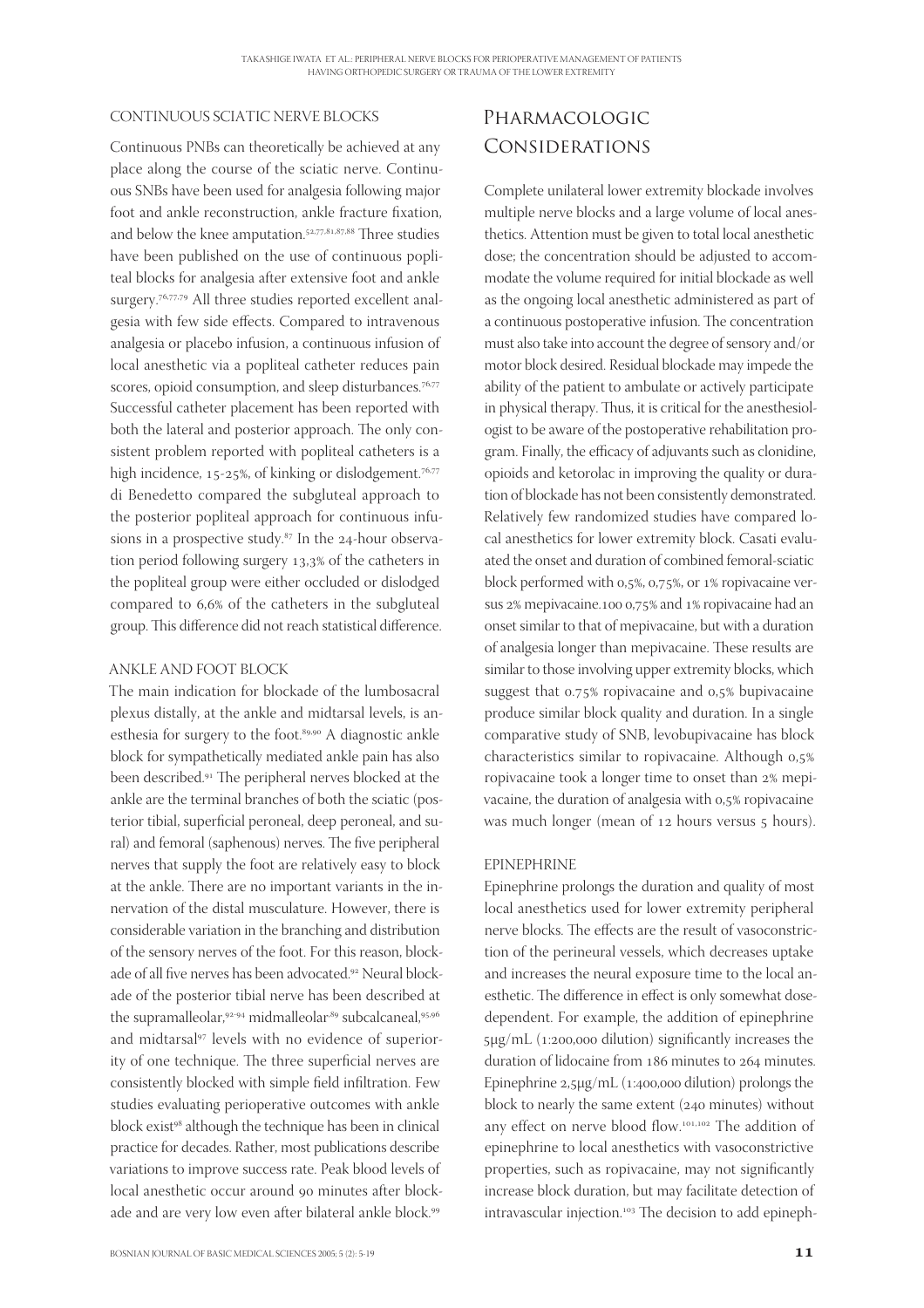### CONTINUOUS SCIATIC NERVE BLOCKS

Continuous PNBs can theoretically be achieved at any place along the course of the sciatic nerve. Continuous SNBs have been used for analgesia following major foot and ankle reconstruction, ankle fracture fixation, and below the knee amputation.[52,77,81,87,88] Three studies have been published on the use of continuous popliteal blocks for analgesia after extensive foot and ankle surgery.[76,77,79] All three studies reported excellent analgesia with few side effects. Compared to intravenous analgesia or placebo infusion, a continuous infusion of local anesthetic via a popliteal catheter reduces pain scores, opioid consumption, and sleep disturbances.[76,77] Successful catheter placement has been reported with both the lateral and posterior approach. The only consistent problem reported with popliteal catheters is a high incidence, 15-25%, of kinking or dislodgement.[76,77] di Benedetto compared the subgluteal approach to the posterior popliteal approach for continuous infusions in a prospective study.[87] In the 24-hour observation period following surgery 13,3% of the catheters in the popliteal group were either occluded or dislodged compared to 6,6% of the catheters in the subgluteal group. This difference did not reach statistical difference.

### ANKLE AND FOOT BLOCK

The main indication for blockade of the lumbosacral plexus distally, at the ankle and midtarsal levels, is anesthesia for surgery to the foot.[89,90] A diagnostic ankle block for sympathetically mediated ankle pain has also been described.[91] The peripheral nerves blocked at the ankle are the terminal branches of both the sciatic (posterior tibial, superficial peroneal, deep peroneal, and sural) and femoral (saphenous) nerves. The five peripheral nerves that supply the foot are relatively easy to block at the ankle. There are no important variants in the innervation of the distal musculature. However, there is considerable variation in the branching and distribution of the sensory nerves of the foot. For this reason, blockade of all five nerves has been advocated.[92] Neural blockade of the posterior tibial nerve has been described at the supramalleolar,[92-94] midmalleolar,[89] subcalcaneal,[95,96] and midtarsal[97] levels with no evidence of superiority of one technique. The three superficial nerves are consistently blocked with simple field infiltration. Few studies evaluating perioperative outcomes with ankle block exist[98] although the technique has been in clinical practice for decades. Rather, most publications describe variations to improve success rate. Peak blood levels of local anesthetic occur around 90 minutes after blockade and are very low even after bilateral ankle block.[99]

## Pharmacologic Considerations

Complete unilateral lower extremity blockade involves multiple nerve blocks and a large volume of local anesthetics. Attention must be given to total local anesthetic dose; the concentration should be adjusted to accommodate the volume required for initial blockade as well as the ongoing local anesthetic administered as part of a continuous postoperative infusion. The concentration must also take into account the degree of sensory and/or motor block desired. Residual blockade may impede the ability of the patient to ambulate or actively participate in physical therapy. Thus, it is critical for the anesthesiologist to be aware of the postoperative rehabilitation program. Finally, the efficacy of adjuvants such as clonidine, opioids and ketorolac in improving the quality or duration of blockade has not been consistently demonstrated. Relatively few randomized studies have compared local anesthetics for lower extremity block. Casati evaluated the onset and duration of combined femoral-sciatic block performed with 0,5%, 0,75%, or 1% ropivacaine versus 2% mepivacaine.100 0,75% and 1% ropivacaine had an onset similar to that of mepivacaine, but with a duration of analgesia longer than mepivacaine. These results are similar to those involving upper extremity blocks, which suggest that 0.75% ropivacaine and 0,5% bupivacaine produce similar block quality and duration. In a single comparative study of SNB, levobupivacaine has block characteristics similar to ropivacaine. Although 0,5% ropivacaine took a longer time to onset than 2% mepivacaine, the duration of analgesia with 0,5% ropivacaine was much longer (mean of 12 hours versus 5 hours).

### EPINEPHRINE

Epinephrine prolongs the duration and quality of most local anesthetics used for lower extremity peripheral nerve blocks. The effects are the result of vasoconstriction of the perineural vessels, which decreases uptake and increases the neural exposure time to the local anesthetic. The difference in effect is only somewhat dose-dependent. For example, the addition of epinephrine 5μg/mL (1:200,000 dilution) significantly increases the duration of lidocaine from 186 minutes to 264 minutes. Epinephrine 2,5μg/mL (1:400,000 dilution) prolongs the block to nearly the same extent (240 minutes) without any effect on nerve blood flow.[101,102] The addition of epinephrine to local anesthetics with vasoconstrictive properties, such as ropivacaine, may not significantly increase block duration, but may facilitate detection of intravascular injection.[103] The decision to add epineph-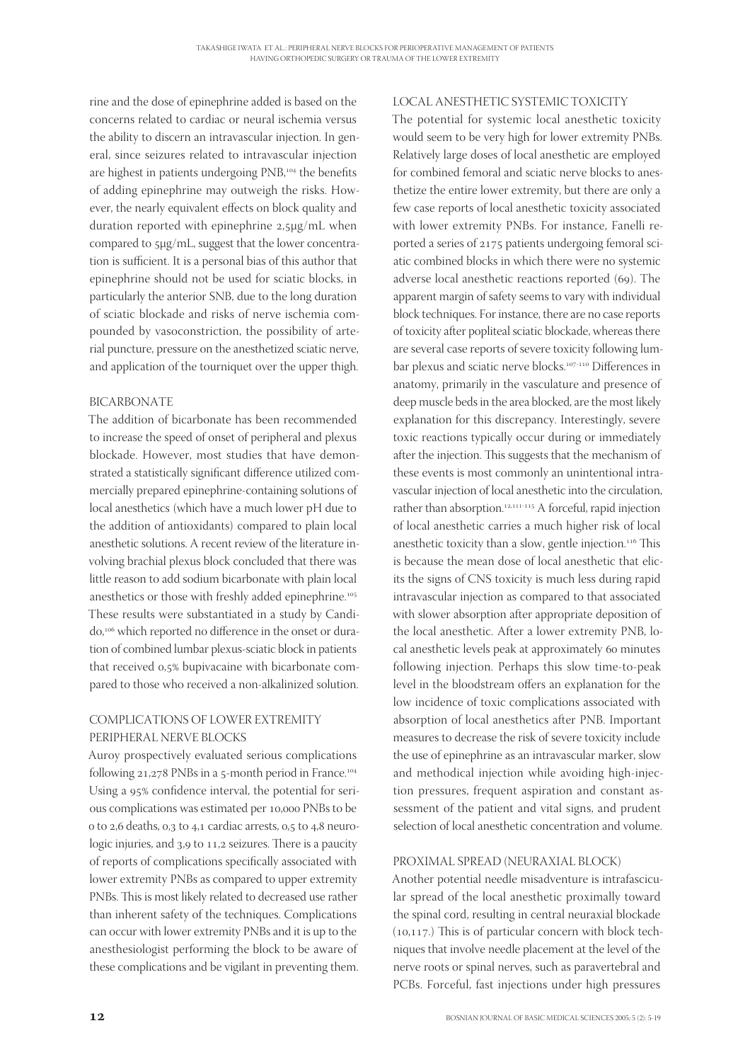rine and the dose of epinephrine added is based on the concerns related to cardiac or neural ischemia versus the ability to discern an intravascular injection. In general, since seizures related to intravascular injection are highest in patients undergoing PNB,[104] the benefits of adding epinephrine may outweigh the risks. However, the nearly equivalent effects on block quality and duration reported with epinephrine 2,5μg/mL when compared to 5μg/mL, suggest that the lower concentration is sufficient. It is a personal bias of this author that epinephrine should not be used for sciatic blocks, in particularly the anterior SNB, due to the long duration of sciatic blockade and risks of nerve ischemia compounded by vasoconstriction, the possibility of arterial puncture, pressure on the anesthetized sciatic nerve, and application of the tourniquet over the upper thigh.

## BICARBONATE

The addition of bicarbonate has been recommended to increase the speed of onset of peripheral and plexus blockade. However, most studies that have demonstrated a statistically significant difference utilized commercially prepared epinephrine-containing solutions of local anesthetics (which have a much lower pH due to the addition of antioxidants) compared to plain local anesthetic solutions. A recent review of the literature involving brachial plexus block concluded that there was little reason to add sodium bicarbonate with plain local anesthetics or those with freshly added epinephrine.[105] These results were substantiated in a study by Candido,[106] which reported no difference in the onset or duration of combined lumbar plexus-sciatic block in patients that received 0,5% bupivacaine with bicarbonate compared to those who received a non-alkalinized solution.

## COMPLICATIONS OF LOWER EXTREMITY PERIPHERAL NERVE BLOCKS

Auroy prospectively evaluated serious complications following 21,278 PNBs in a 5-month period in France.[104] Using a 95% confidence interval, the potential for serious complications was estimated per 10,000 PNBs to be 0 to 2,6 deaths, 0,3 to 4,1 cardiac arrests, 0,5 to 4,8 neurologic injuries, and 3,9 to 11,2 seizures. There is a paucity of reports of complications specifically associated with lower extremity PNBs as compared to upper extremity PNBs. This is most likely related to decreased use rather than inherent safety of the techniques. Complications can occur with lower extremity PNBs and it is up to the anesthesiologist performing the block to be aware of these complications and be vigilant in preventing them.

## LOCAL ANESTHETIC SYSTEMIC TOXICITY

The potential for systemic local anesthetic toxicity would seem to be very high for lower extremity PNBs. Relatively large doses of local anesthetic are employed for combined femoral and sciatic nerve blocks to anesthetize the entire lower extremity, but there are only a few case reports of local anesthetic toxicity associated with lower extremity PNBs. For instance, Fanelli reported a series of 2175 patients undergoing femoral sciatic combined blocks in which there were no systemic adverse local anesthetic reactions reported (69). The apparent margin of safety seems to vary with individual block techniques. For instance, there are no case reports of toxicity after popliteal sciatic blockade, whereas there are several case reports of severe toxicity following lumbar plexus and sciatic nerve blocks.[107-110] Differences in anatomy, primarily in the vasculature and presence of deep muscle beds in the area blocked, are the most likely explanation for this discrepancy. Interestingly, severe toxic reactions typically occur during or immediately after the injection. This suggests that the mechanism of these events is most commonly an unintentional intravascular injection of local anesthetic into the circulation, rather than absorption.[12,111-115] A forceful, rapid injection of local anesthetic carries a much higher risk of local anesthetic toxicity than a slow, gentle injection.[116] This is because the mean dose of local anesthetic that elicits the signs of CNS toxicity is much less during rapid intravascular injection as compared to that associated with slower absorption after appropriate deposition of the local anesthetic. After a lower extremity PNB, local anesthetic levels peak at approximately 60 minutes following injection. Perhaps this slow time-to-peak level in the bloodstream offers an explanation for the low incidence of toxic complications associated with absorption of local anesthetics after PNB. Important measures to decrease the risk of severe toxicity include the use of epinephrine as an intravascular marker, slow and methodical injection while avoiding high-injection pressures, frequent aspiration and constant assessment of the patient and vital signs, and prudent selection of local anesthetic concentration and volume.

## PROXIMAL SPREAD (NEURAXIAL BLOCK)

Another potential needle misadventure is intrafascicular spread of the local anesthetic proximally toward the spinal cord, resulting in central neuraxial blockade (10,117.) This is of particular concern with block techniques that involve needle placement at the level of the nerve roots or spinal nerves, such as paravertebral and PCBs. Forceful, fast injections under high pressures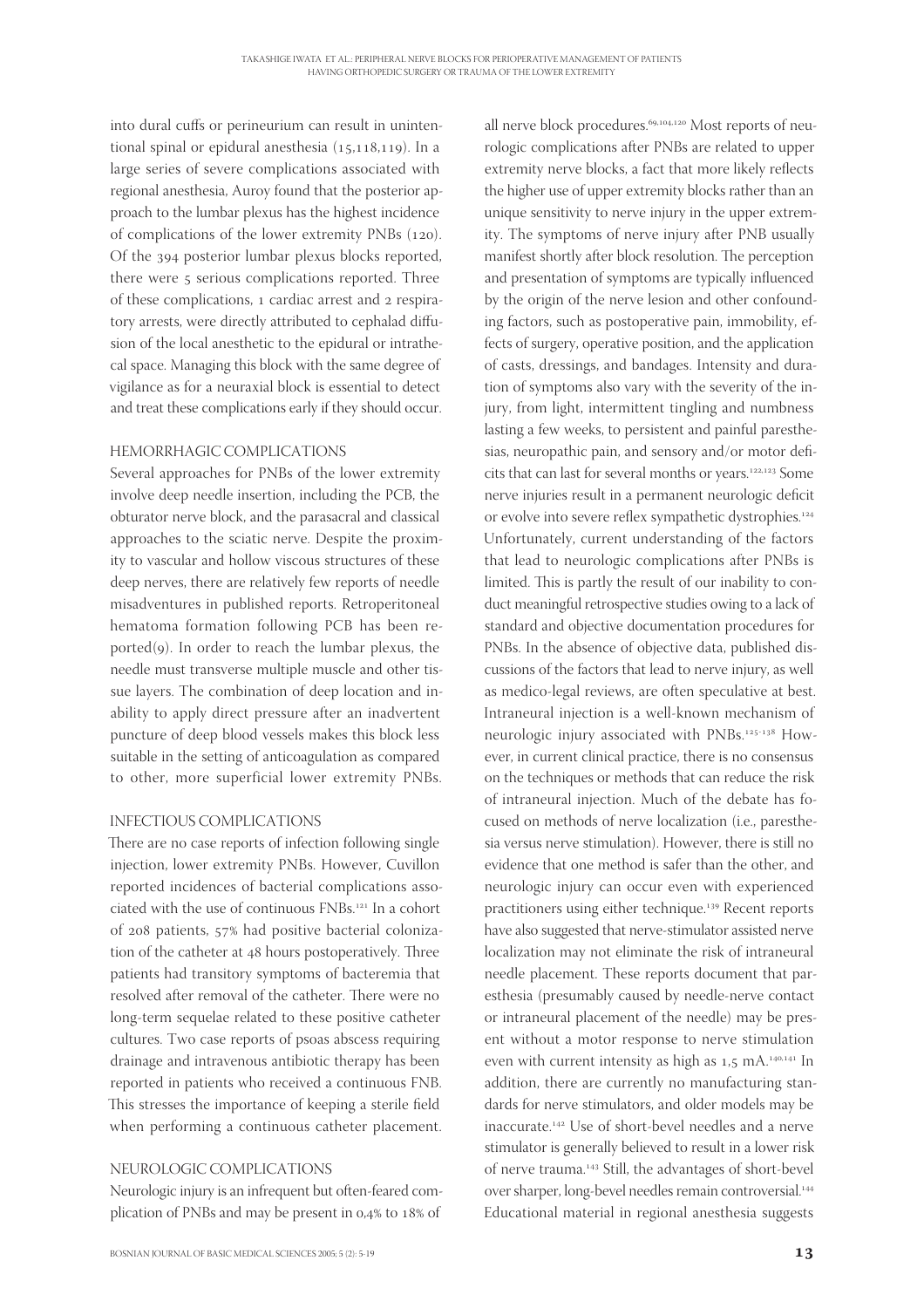into dural cuffs or perineurium can result in unintentional spinal or epidural anesthesia (15,118,119). In a large series of severe complications associated with regional anesthesia, Auroy found that the posterior approach to the lumbar plexus has the highest incidence of complications of the lower extremity PNBs (120). Of the 394 posterior lumbar plexus blocks reported, there were 5 serious complications reported. Three of these complications, 1 cardiac arrest and 2 respiratory arrests, were directly attributed to cephalad diffusion of the local anesthetic to the epidural or intrathecal space. Managing this block with the same degree of vigilance as for a neuraxial block is essential to detect and treat these complications early if they should occur.

## HEMORRHAGIC COMPLICATIONS

Several approaches for PNBs of the lower extremity involve deep needle insertion, including the PCB, the obturator nerve block, and the parasacral and classical approaches to the sciatic nerve. Despite the proximity to vascular and hollow viscous structures of these deep nerves, there are relatively few reports of needle misadventures in published reports. Retroperitoneal hematoma formation following PCB has been reported(9). In order to reach the lumbar plexus, the needle must transverse multiple muscle and other tissue layers. The combination of deep location and inability to apply direct pressure after an inadvertent puncture of deep blood vessels makes this block less suitable in the setting of anticoagulation as compared to other, more superficial lower extremity PNBs.

## INFECTIOUS COMPLICATIONS

There are no case reports of infection following single injection, lower extremity PNBs. However, Cuvillon reported incidences of bacterial complications associated with the use of continuous FNBs.[121] In a cohort of 208 patients, 57% had positive bacterial colonization of the catheter at 48 hours postoperatively. Three patients had transitory symptoms of bacteremia that resolved after removal of the catheter. There were no long-term sequelae related to these positive catheter cultures. Two case reports of psoas abscess requiring drainage and intravenous antibiotic therapy has been reported in patients who received a continuous FNB. This stresses the importance of keeping a sterile field when performing a continuous catheter placement.

## NEUROLOGIC COMPLICATIONS

Neurologic injury is an infrequent but often-feared complication of PNBs and may be present in 0,4% to 18% of all nerve block procedures.[69,104,120] Most reports of neurologic complications after PNBs are related to upper extremity nerve blocks, a fact that more likely reflects the higher use of upper extremity blocks rather than an unique sensitivity to nerve injury in the upper extremity. The symptoms of nerve injury after PNB usually manifest shortly after block resolution. The perception and presentation of symptoms are typically influenced by the origin of the nerve lesion and other confounding factors, such as postoperative pain, immobility, effects of surgery, operative position, and the application of casts, dressings, and bandages. Intensity and duration of symptoms also vary with the severity of the injury, from light, intermittent tingling and numbness lasting a few weeks, to persistent and painful paresthesias, neuropathic pain, and sensory and/or motor deficits that can last for several months or years.[122,123] Some nerve injuries result in a permanent neurologic deficit or evolve into severe reflex sympathetic dystrophies.[124] Unfortunately, current understanding of the factors that lead to neurologic complications after PNBs is limited. This is partly the result of our inability to conduct meaningful retrospective studies owing to a lack of standard and objective documentation procedures for PNBs. In the absence of objective data, published discussions of the factors that lead to nerve injury, as well as medico-legal reviews, are often speculative at best. Intraneural injection is a well-known mechanism of neurologic injury associated with PNBs.[125-138] However, in current clinical practice, there is no consensus on the techniques or methods that can reduce the risk of intraneural injection. Much of the debate has focused on methods of nerve localization (i.e., paresthesia versus nerve stimulation). However, there is still no evidence that one method is safer than the other, and neurologic injury can occur even with experienced practitioners using either technique.[139] Recent reports have also suggested that nerve-stimulator assisted nerve localization may not eliminate the risk of intraneural needle placement. These reports document that paresthesia (presumably caused by needle-nerve contact or intraneural placement of the needle) may be present without a motor response to nerve stimulation even with current intensity as high as 1,5 mA.[140,141] In addition, there are currently no manufacturing standards for nerve stimulators, and older models may be inaccurate.[142] Use of short-bevel needles and a nerve stimulator is generally believed to result in a lower risk of nerve trauma.[143] Still, the advantages of short-bevel over sharper, long-bevel needles remain controversial.[144] Educational material in regional anesthesia suggests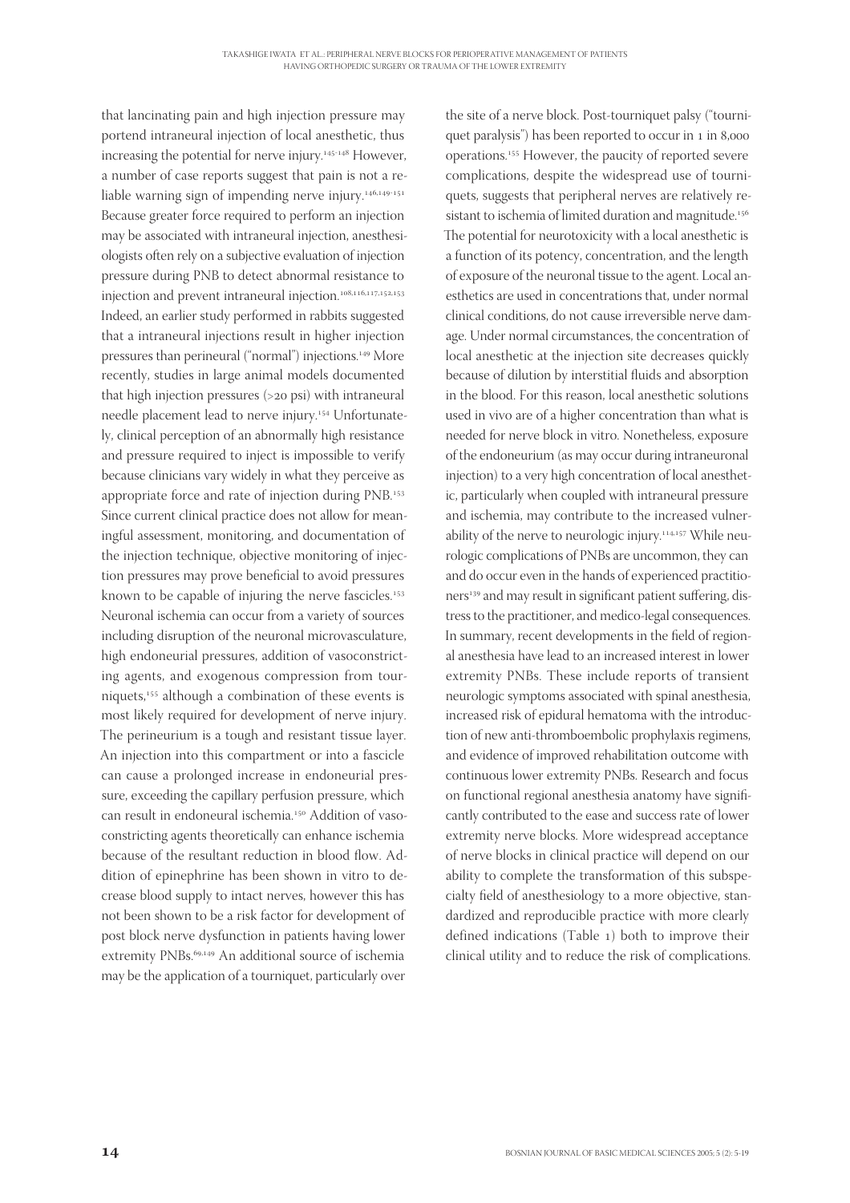that lancinating pain and high injection pressure may portend intraneural injection of local anesthetic, thus increasing the potential for nerve injury.[145-148] However, a number of case reports suggest that pain is not a reliable warning sign of impending nerve injury.[146,149-151] Because greater force required to perform an injection may be associated with intraneural injection, anesthesiologists often rely on a subjective evaluation of injection pressure during PNB to detect abnormal resistance to injection and prevent intraneural injection.[108,116,117,152,153] Indeed, an earlier study performed in rabbits suggested that a intraneural injections result in higher injection pressures than perineural ("normal") injections.[149] More recently, studies in large animal models documented that high injection pressures (>20 psi) with intraneural needle placement lead to nerve injury.[154] Unfortunately, clinical perception of an abnormally high resistance and pressure required to inject is impossible to verify because clinicians vary widely in what they perceive as appropriate force and rate of injection during PNB.[153] Since current clinical practice does not allow for meaningful assessment, monitoring, and documentation of the injection technique, objective monitoring of injection pressures may prove beneficial to avoid pressures known to be capable of injuring the nerve fascicles.[153] Neuronal ischemia can occur from a variety of sources including disruption of the neuronal microvasculature, high endoneurial pressures, addition of vasoconstricting agents, and exogenous compression from tourniquets,[155] although a combination of these events is most likely required for development of nerve injury. The perineurium is a tough and resistant tissue layer. An injection into this compartment or into a fascicle can cause a prolonged increase in endoneurial pressure, exceeding the capillary perfusion pressure, which can result in endoneural ischemia.[150] Addition of vasoconstricting agents theoretically can enhance ischemia because of the resultant reduction in blood flow. Addition of epinephrine has been shown in vitro to decrease blood supply to intact nerves, however this has not been shown to be a risk factor for development of post block nerve dysfunction in patients having lower extremity PNBs.[69,149] An additional source of ischemia may be the application of a tourniquet, particularly over the site of a nerve block. Post-tourniquet palsy ("tourniquet paralysis") has been reported to occur in 1 in 8,000 operations.[155] However, the paucity of reported severe complications, despite the widespread use of tourniquets, suggests that peripheral nerves are relatively resistant to ischemia of limited duration and magnitude.[156] The potential for neurotoxicity with a local anesthetic is a function of its potency, concentration, and the length of exposure of the neuronal tissue to the agent. Local anesthetics are used in concentrations that, under normal clinical conditions, do not cause irreversible nerve damage. Under normal circumstances, the concentration of local anesthetic at the injection site decreases quickly because of dilution by interstitial fluids and absorption in the blood. For this reason, local anesthetic solutions used in vivo are of a higher concentration than what is needed for nerve block in vitro. Nonetheless, exposure of the endoneurium (as may occur during intraneuronal injection) to a very high concentration of local anesthetic, particularly when coupled with intraneural pressure and ischemia, may contribute to the increased vulnerability of the nerve to neurologic injury.[114,157] While neurologic complications of PNBs are uncommon, they can and do occur even in the hands of experienced practitioners[139] and may result in significant patient suffering, distress to the practitioner, and medico-legal consequences. In summary, recent developments in the field of regional anesthesia have lead to an increased interest in lower extremity PNBs. These include reports of transient neurologic symptoms associated with spinal anesthesia, increased risk of epidural hematoma with the introduction of new anti-thromboembolic prophylaxis regimens, and evidence of improved rehabilitation outcome with continuous lower extremity PNBs. Research and focus on functional regional anesthesia anatomy have significantly contributed to the ease and success rate of lower extremity nerve blocks. More widespread acceptance of nerve blocks in clinical practice will depend on our ability to complete the transformation of this subspecialty field of anesthesiology to a more objective, standardized and reproducible practice with more clearly defined indications (Table 1) both to improve their clinical utility and to reduce the risk of complications.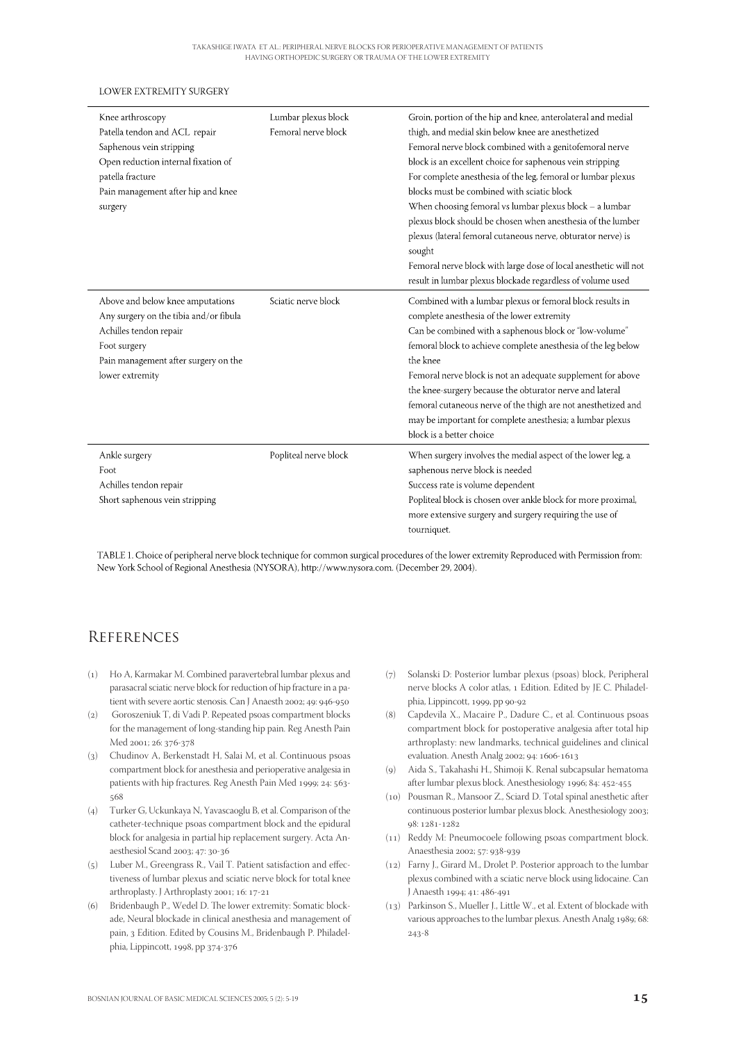LOWER EXTREMITY SURGERY

| | | |
|---|---|---|
| Knee arthroscopy<br>Patella tendon and ACL repair<br>Saphenous vein stripping<br>Open reduction internal fixation of patella fracture<br>Pain management after hip and knee surgery | Lumbar plexus block<br>Femoral nerve block | Groin, portion of the hip and knee, anterolateral and medial thigh, and medial skin below knee are anesthetized<br>Femoral nerve block combined with a genitofemoral nerve block is an excellent choice for saphenous vein stripping<br>For complete anesthesia of the leg, femoral or lumbar plexus blocks must be combined with sciatic block<br>When choosing femoral vs lumbar plexus block – a lumbar plexus block should be chosen when anesthesia of the lumber plexus (lateral femoral cutaneous nerve, obturator nerve) is sought<br>Femoral nerve block with large dose of local anesthetic will not result in lumbar plexus blockade regardless of volume used |
| Above and below knee amputations<br>Any surgery on the tibia and/or fibula<br>Achilles tendon repair<br>Foot surgery<br>Pain management after surgery on the lower extremity | Sciatic nerve block | Combined with a lumbar plexus or femoral block results in complete anesthesia of the lower extremity<br>Can be combined with a saphenous block or "low-volume" femoral block to achieve complete anesthesia of the leg below the knee<br>Femoral nerve block is not an adequate supplement for above the knee-surgery because the obturator nerve and lateral femoral cutaneous nerve of the thigh are not anesthetized and may be important for complete anesthesia; a lumbar plexus block is a better choice |
| Ankle surgery<br>Foot<br>Achilles tendon repair<br>Short saphenous vein stripping | Popliteal nerve block | When surgery involves the medial aspect of the lower leg, a saphenous nerve block is needed<br>Success rate is volume dependent<br>Popliteal block is chosen over ankle block for more proximal, more extensive surgery and surgery requiring the use of tourniquet. |

TABLE 1. Choice of peripheral nerve block technique for common surgical procedures of the lower extremity Reproduced with Permission from: New York School of Regional Anesthesia (NYSORA), http://www.nysora.com. (December 29, 2004).

## References

(1) Ho A, Karmakar M. Combined paravertebral lumbar plexus and parasacral sciatic nerve block for reduction of hip fracture in a patient with severe aortic stenosis. Can J Anaesth 2002; 49: 946-950

(2) Goroszeniuk T, di Vadi P. Repeated psoas compartment blocks for the management of long-standing hip pain. Reg Anesth Pain Med 2001; 26: 376-378

(3) Chudinov A, Berkenstadt H, Salai M, et al. Continuous psoas compartment block for anesthesia and perioperative analgesia in patients with hip fractures. Reg Anesth Pain Med 1999; 24: 563-568

(4) Turker G, Uckunkaya N, Yavascaoglu B, et al. Comparison of the catheter-technique psoas compartment block and the epidural block for analgesia in partial hip replacement surgery. Acta Anaesthesiol Scand 2003; 47: 30-36

(5) Luber M., Greengrass R., Vail T. Patient satisfaction and effectiveness of lumbar plexus and sciatic nerve block for total knee arthroplasty. J Arthroplasty 2001; 16: 17-21

(6) Bridenbaugh P., Wedel D. The lower extremity: Somatic blockade, Neural blockade in clinical anesthesia and management of pain, 3 Edition. Edited by Cousins M., Bridenbaugh P. Philadelphia, Lippincott, 1998, pp 374-376

(7) Solanski D: Posterior lumbar plexus (psoas) block, Peripheral nerve blocks A color atlas, 1 Edition. Edited by JE C. Philadelphia, Lippincott, 1999, pp 90-92

(8) Capdevila X., Macaire P., Dadure C., et al. Continuous psoas compartment block for postoperative analgesia after total hip arthroplasty: new landmarks, technical guidelines and clinical evaluation. Anesth Analg 2002; 94: 1606-1613

(9) Aida S., Takahashi H., Shimoji K. Renal subcapsular hematoma after lumbar plexus block. Anesthesiology 1996; 84: 452-455

(10) Pousman R., Mansoor Z., Sciard D. Total spinal anesthetic after continuous posterior lumbar plexus block. Anesthesiology 2003; 98: 1281-1282

(11) Reddy M: Pneumocoele following psoas compartment block. Anaesthesia 2002; 57: 938-939

(12) Farny J., Girard M., Drolet P. Posterior approach to the lumbar plexus combined with a sciatic nerve block using lidocaine. Can J Anaesth 1994; 41: 486-491

(13) Parkinson S., Mueller J., Little W., et al. Extent of blockade with various approaches to the lumbar plexus. Anesth Analg 1989; 68: 243-8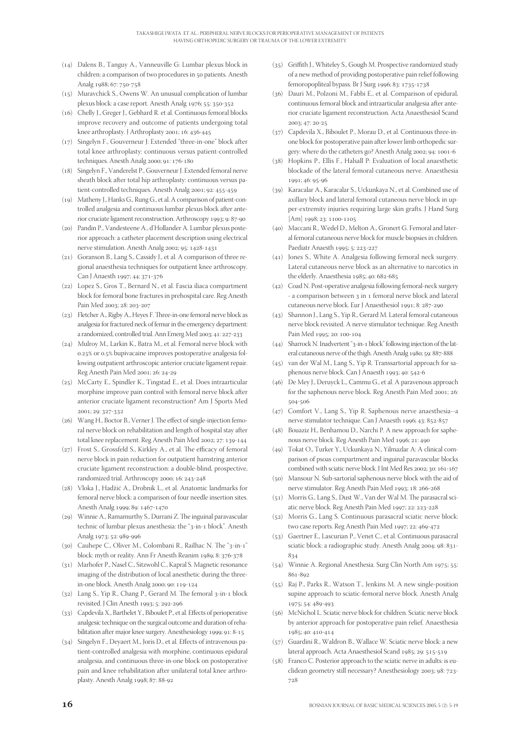(14) Dalens B., Tanguy A., Vanneuville G: Lumbar plexus block in children: a comparison of two procedures in 50 patients. Anesth Analg 1988; 67: 750-758

(15) Muravchick S., Owens W. An unusual complication of lumbar plexus block: a case report. Anesth Analg 1976; 55: 350-352

(16) Chelly J., Greger J., Gebhard R. et al. Continuous femoral blocks improve recovery and outcome of patients undergoing total knee arthroplasty. J Arthroplasty 2001; 16: 436-445

(17) Singelyn F., Gouverneur J: Extended "three-in-one" block after total knee arthroplasty: continuous versus patient-controlled techniques. Anesth Analg 2000; 91: 176-180

(18) Singelyn F., Vanderelst P., Gouverneur J. Extended femoral nerve sheath block after total hip arthroplasty: continuous versus patient-controlled techniques. Anesth Analg 2001; 92: 455-459

(19) Matheny J., Hanks G., Rung G., et al. A comparison of patient-controlled analgesia and continuous lumbar plexus block after anterior cruciate ligament reconstruction. Arthroscopy 1993; 9: 87-90

(20) Pandin P., Vandesteene A., d'Hollander A. Lumbar plexus posterior approach: a catheter placement description using electrical nerve stimulation. Anesth Analg 2002; 95: 1428-1431

(21) Goranson B., Lang S., Cassidy J., et al. A comparison of three regional anaesthesia techniques for outpatient knee arthroscopy. Can J Anaesth 1997; 44: 371-376

(22) Lopez S., Gros T., Bernard N., et al. Fascia iliaca compartment block for femoral bone fractures in prehospital care. Reg Anesth Pain Med 2003; 28: 203-207

(23) Fletcher A., Rigby A., Heyes F. Three-in-one femoral nerve block as analgesia for fractured neck of femur in the emergency department: a randomized, controlled trial. Ann Emerg Med 2003; 41: 227-233

(24) Mulroy M., Larkin K., Batra M., et al. Femoral nerve block with 0.25% or 0.5% bupivacaine improves postoperative analgesia following outpatient arthroscopic anterior cruciate ligament repair. Reg Anesth Pain Med 2001; 26: 24-29

(25) McCarty E., Spindler K., Tingstad E., et al. Does intraarticular morphine improve pain control with femoral nerve block after anterior cruciate ligament reconstruction? Am J Sports Med 2001; 29: 327-332

(26) Wang H., Boctor B., Verner J. The effect of single-injection femoral nerve block on rehabilitation and length of hospital stay after total knee replacement. Reg Anesth Pain Med 2002; 27: 139-144

(27) Frost S., Grossfeld S., Kirkley A., et al. The efficacy of femoral nerve block in pain reduction for outpatient hamstring anterior cruciate ligament reconstruction: a double-blind, prospective, randomized trial. Arthroscopy 2000; 16: 243-248

(28) Vloka J., Hadžić A., Drobnik L., et al. Anatomic landmarks for femoral nerve block: a comparison of four needle insertion sites. Anesth Analg 1999; 89: 1467-1470

(29) Winnie A., Ramamurthy S., Durrani Z. The inguinal paravascular technic of lumbar plexus anesthesia: the "3-in-1 block". Anesth Analg 1973; 52: 989-996

(30) Cauhepe C., Oliver M., Colombani R., Railhac N. The "3-in-1" block: myth or reality. Ann Fr Anesth Reanim 1989; 8: 376-378

(31) Marhofer P., Nasel C., Sitzwohl C., Kapral S. Magnetic resonance imaging of the distribution of local anesthetic during the three-in-one block. Anesth Analg 2000; 90: 119-124

(32) Lang S., Yip R., Chang P., Gerard M. The femoral 3-in-1 block revisited. J Clin Anesth 1993; 5: 292-296

(33) Capdevila X., Barthelet Y., Biboulet P., et al. Effects of perioperative analgesic technique on the surgical outcome and duration of rehabilitation after major knee surgery. Anesthesiology 1999; 91: 8-15

(34) Singelyn F., Deyaert M., Joris D., et al. Effects of intravenous patient-controlled analgesia with morphine, continuous epidural analgesia, and continuous three-in-one block on postoperative pain and knee rehabilitation after unilateral total knee arthroplasty. Anesth Analg 1998; 87: 88-92

(35) Griffith J., Whiteley S., Gough M. Prospective randomized study of a new method of providing postoperative pain relief following femoropopliteal bypass. Br J Surg 1996; 83: 1735-1738

(36) Dauri M., Polzoni M., Fabbi E., et al. Comparison of epidural, continuous femoral block and intraarticular analgesia after anterior cruciate ligament reconstruction. Acta Anaesthesiol Scand 2003; 47: 20-25

(37) Capdevila X., Biboulet P., Morau D., et al. Continuous three-in-one block for postoperative pain after lower limb orthopedic surgery: where do the catheters go? Anesth Analg 2002; 94: 1001-6

(38) Hopkins P., Ellis F., Halsall P: Evaluation of local anaesthetic blockade of the lateral femoral cutaneous nerve. Anaesthesia 1991; 46: 95-96

(39) Karacalar A., Karacalar S., Uckunkaya N., et al. Combined use of axillary block and lateral femoral cutaneous nerve block in upper-extremity injuries requiring large skin grafts. J Hand Surg [Am] 1998; 23: 1100-1105

(40) Maccani R., Wedel D., Melton A., Gronert G. Femoral and lateral femoral cutaneous nerve block for muscle biopsies in children. Paediatr Anaesth 1995; 5: 223-227

(41) Jones S., White A. Analgesia following femoral neck surgery. Lateral cutaneous nerve block as an alternative to narcotics in the elderly. Anaesthesia 1985; 40: 682-685

(42) Coad N. Post-operative analgesia following femoral-neck surgery - a comparison between 3 in 1 femoral nerve block and lateral cutaneous nerve block. Eur J Anaesthesiol 1991; 8: 287-290

(43) Shannon J., Lang S., Yip R., Gerard M. Lateral femoral cutaneous nerve block revisited. A nerve stimulator technique. Reg Anesth Pain Med 1995; 20: 100-104

(44) Sharrock N. Inadvertent "3-in-1 block" following injection of the lateral cutaneous nerve of the thigh. Anesth Analg 1980; 59: 887-888

(45) van der Wal M., Lang S., Yip R. Transsartorial approach for saphenous nerve block. Can J Anaesth 1993; 40: 542-6

(46) De Mey J., Deruyck L., Cammu G., et al. A paravenous approach for the saphenous nerve block. Reg Anesth Pain Med 2001; 26: 504-506

(47) Comfort V., Lang S., Yip R. Saphenous nerve anaesthesia--a nerve stimulator technique. Can J Anaesth 1996; 43: 852-857

(48) Bouaziz H., Benhamou D., Narchi P. A new approach for saphenous nerve block. Reg Anesth Pain Med 1996; 21: 490

(49) Tokat O., Turker Y., Uckunkaya N., Yilmazlar A: A clinical comparison of psoas compartment and inguinal paravascular blocks combined with sciatic nerve block. J Int Med Res 2002; 30: 161-167

(50) Mansour N. Sub-sartorial saphenous nerve block with the aid of nerve stimulator. Reg Anesth Pain Med 1993; 18: 266-268

(51) Morris G., Lang S., Dust W., Van der Wal M. The parasacral sciatic nerve block. Reg Anesth Pain Med 1997; 22: 223-228

(52) Morris G., Lang S. Continuous parasacral sciatic nerve block: two case reports. Reg Anesth Pain Med 1997; 22: 469-472

(53) Gaertner E., Lascurian P., Venet C., et al. Continuous parasacral sciatic block: a radiographic study. Anesth Analg 2004; 98: 831-834

(54) Winnie A. Regional Anesthesia. Surg Clin North Am 1975; 55: 861-892

(55) Raj P., Parks R., Watson T., Jenkins M. A new single-position supine approach to sciatic-femoral nerve block. Anesth Analg 1975; 54: 489-493

(56) McNichol L. Sciatic nerve block for children. Sciatic nerve block by anterior approach for postoperative pain relief. Anaesthesia 1985; 40: 410-414

(57) Guardini R., Waldron B., Wallace W. Sciatic nerve block: a new lateral approach. Acta Anaesthesiol Scand 1985; 29: 515-519

(58) Franco C. Posterior approach to the sciatic nerve in adults: is euclidean geometry still necessary? Anesthesiology 2003; 98: 723-728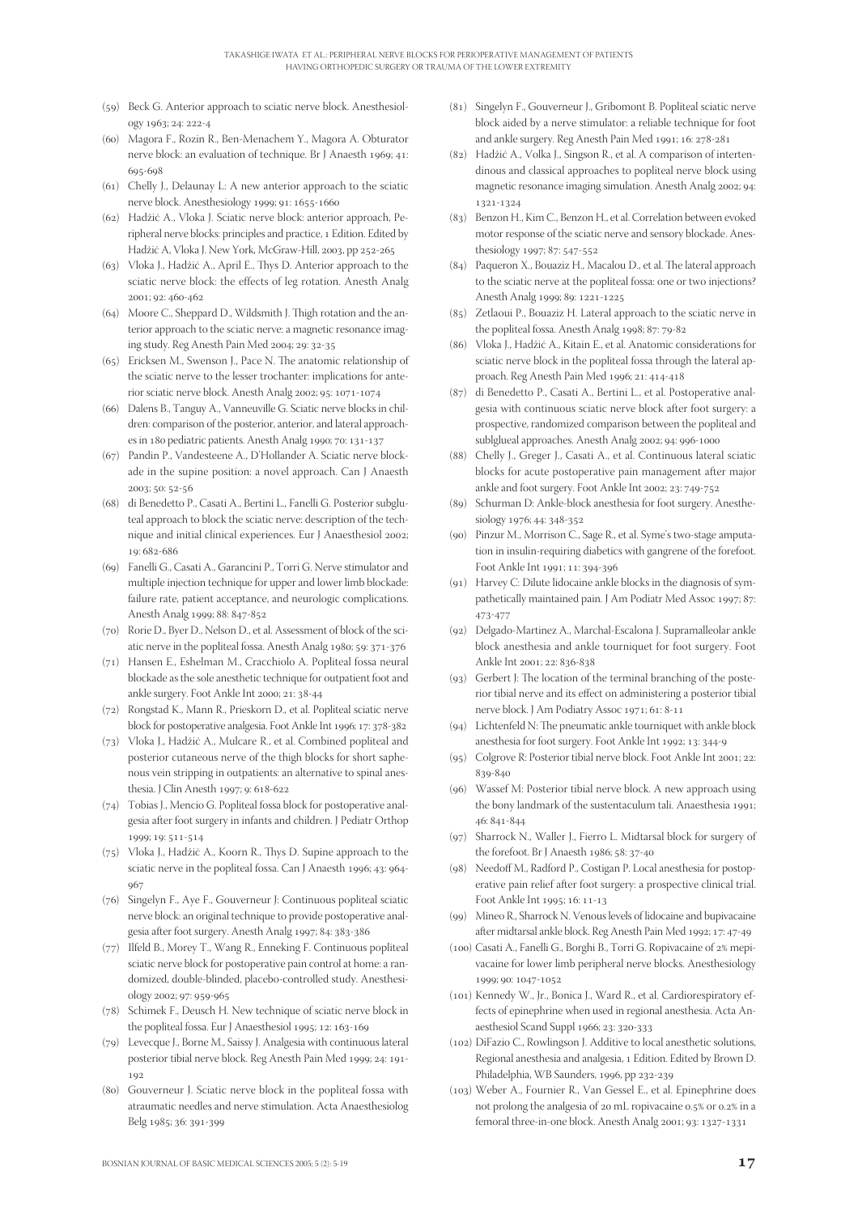(59) Beck G. Anterior approach to sciatic nerve block. Anesthesiology 1963; 24: 222-4

(60) Magora F., Rozin R., Ben-Menachem Y., Magora A. Obturator nerve block: an evaluation of technique. Br J Anaesth 1969; 41: 695-698

(61) Chelly J., Delaunay L: A new anterior approach to the sciatic nerve block. Anesthesiology 1999; 91: 1655-1660

(62) Hadžić A., Vloka J. Sciatic nerve block: anterior approach, Peripheral nerve blocks: principles and practice, 1 Edition. Edited by Hadžić A, Vloka J. New York, McGraw-Hill, 2003, pp 252-265

(63) Vloka J., Hadžić A., April E., Thys D. Anterior approach to the sciatic nerve block: the effects of leg rotation. Anesth Analg 2001; 92: 460-462

(64) Moore C., Sheppard D., Wildsmith J. Thigh rotation and the anterior approach to the sciatic nerve: a magnetic resonance imaging study. Reg Anesth Pain Med 2004; 29: 32-35

(65) Ericksen M., Swenson J., Pace N. The anatomic relationship of the sciatic nerve to the lesser trochanter: implications for anterior sciatic nerve block. Anesth Analg 2002; 95: 1071-1074

(66) Dalens B., Tanguy A., Vanneuville G. Sciatic nerve blocks in children: comparison of the posterior, anterior, and lateral approaches in 180 pediatric patients. Anesth Analg 1990; 70: 131-137

(67) Pandin P., Vandesteene A., D'Hollander A. Sciatic nerve blockade in the supine position: a novel approach. Can J Anaesth 2003; 50: 52-56

(68) di Benedetto P., Casati A., Bertini L., Fanelli G. Posterior subgluteal approach to block the sciatic nerve: description of the technique and initial clinical experiences. Eur J Anaesthesiol 2002; 19: 682-686

(69) Fanelli G., Casati A., Garancini P., Torri G. Nerve stimulator and multiple injection technique for upper and lower limb blockade: failure rate, patient acceptance, and neurologic complications. Anesth Analg 1999; 88: 847-852

(70) Rorie D., Byer D., Nelson D., et al. Assessment of block of the sciatic nerve in the popliteal fossa. Anesth Analg 1980; 59: 371-376

(71) Hansen E., Eshelman M., Cracchiolo A. Popliteal fossa neural blockade as the sole anesthetic technique for outpatient foot and ankle surgery. Foot Ankle Int 2000; 21: 38-44

(72) Rongstad K., Mann R., Prieskorn D., et al. Popliteal sciatic nerve block for postoperative analgesia. Foot Ankle Int 1996; 17: 378-382

(73) Vloka J., Hadžić A., Mulcare R., et al. Combined popliteal and posterior cutaneous nerve of the thigh blocks for short saphenous vein stripping in outpatients: an alternative to spinal anesthesia. J Clin Anesth 1997; 9: 618-622

(74) Tobias J., Mencio G. Popliteal fossa block for postoperative analgesia after foot surgery in infants and children. J Pediatr Orthop 1999; 19: 511-514

(75) Vloka J., Hadžić A., Koorn R., Thys D. Supine approach to the sciatic nerve in the popliteal fossa. Can J Anaesth 1996; 43: 964-967

(76) Singelyn F., Aye F., Gouverneur J: Continuous popliteal sciatic nerve block: an original technique to provide postoperative analgesia after foot surgery. Anesth Analg 1997; 84: 383-386

(77) Ilfeld B., Morey T., Wang R., Enneking F. Continuous popliteal sciatic nerve block for postoperative pain control at home: a randomized, double-blinded, placebo-controlled study. Anesthesiology 2002; 97: 959-965

(78) Schimek F., Deusch H. New technique of sciatic nerve block in the popliteal fossa. Eur J Anaesthesiol 1995; 12: 163-169

(79) Levecque J., Borne M., Saissy J. Analgesia with continuous lateral posterior tibial nerve block. Reg Anesth Pain Med 1999; 24: 191-192

(80) Gouverneur J. Sciatic nerve block in the popliteal fossa with atraumatic needles and nerve stimulation. Acta Anaesthesiolog Belg 1985; 36: 391-399

(81) Singelyn F., Gouverneur J., Gribomont B. Popliteal sciatic nerve block aided by a nerve stimulator: a reliable technique for foot and ankle surgery. Reg Anesth Pain Med 1991; 16: 278-281

(82) Hadžić A., Volka J., Singson R., et al. A comparison of intertendinous and classical approaches to popliteal nerve block using magnetic resonance imaging simulation. Anesth Analg 2002; 94: 1321-1324

(83) Benzon H., Kim C., Benzon H., et al. Correlation between evoked motor response of the sciatic nerve and sensory blockade. Anesthesiology 1997; 87: 547-552

(84) Paqueron X., Bouaziz H., Macalou D., et al. The lateral approach to the sciatic nerve at the popliteal fossa: one or two injections? Anesth Analg 1999; 89: 1221-1225

(85) Zetlaoui P., Bouaziz H. Lateral approach to the sciatic nerve in the popliteal fossa. Anesth Analg 1998; 87: 79-82

(86) Vloka J., Hadžić A., Kitain E., et al. Anatomic considerations for sciatic nerve block in the popliteal fossa through the lateral approach. Reg Anesth Pain Med 1996; 21: 414-418

(87) di Benedetto P., Casati A., Bertini L., et al. Postoperative analgesia with continuous sciatic nerve block after foot surgery: a prospective, randomized comparison between the popliteal and sublglueal approaches. Anesth Analg 2002; 94: 996-1000

(88) Chelly J., Greger J., Casati A., et al. Continuous lateral sciatic blocks for acute postoperative pain management after major ankle and foot surgery. Foot Ankle Int 2002; 23: 749-752

(89) Schurman D: Ankle-block anesthesia for foot surgery. Anesthesiology 1976; 44: 348-352

(90) Pinzur M., Morrison C., Sage R., et al. Syme's two-stage amputation in insulin-requiring diabetics with gangrene of the forefoot. Foot Ankle Int 1991; 11: 394-396

(91) Harvey C: Dilute lidocaine ankle blocks in the diagnosis of sympathetically maintained pain. J Am Podiatr Med Assoc 1997; 87: 473-477

(92) Delgado-Martinez A., Marchal-Escalona J. Supramalleolar ankle block anesthesia and ankle tourniquet for foot surgery. Foot Ankle Int 2001; 22: 836-838

(93) Gerbert J: The location of the terminal branching of the posterior tibial nerve and its effect on administering a posterior tibial nerve block. J Am Podiatry Assoc 1971; 61: 8-11

(94) Lichtenfeld N: The pneumatic ankle tourniquet with ankle block anesthesia for foot surgery. Foot Ankle Int 1992; 13: 344-9

(95) Colgrove R: Posterior tibial nerve block. Foot Ankle Int 2001; 22: 839-840

(96) Wassef M: Posterior tibial nerve block. A new approach using the bony landmark of the sustentaculum tali. Anaesthesia 1991; 46: 841-844

(97) Sharrock N., Waller J., Fierro L. Midtarsal block for surgery of the forefoot. Br J Anaesth 1986; 58: 37-40

(98) Needoff M., Radford P., Costigan P. Local anesthesia for postoperative pain relief after foot surgery: a prospective clinical trial. Foot Ankle Int 1995; 16: 11-13

(99) Mineo R., Sharrock N. Venous levels of lidocaine and bupivacaine after midtarsal ankle block. Reg Anesth Pain Med 1992; 17: 47-49

(100) Casati A., Fanelli G., Borghi B., Torri G. Ropivacaine of 2% mepivacaine for lower limb peripheral nerve blocks. Anesthesiology 1999; 90: 1047-1052

(101) Kennedy W., Jr., Bonica J., Ward R., et al. Cardiorespiratory effects of epinephrine when used in regional anesthesia. Acta Anaesthesiol Scand Suppl 1966; 23: 320-333

(102) DiFazio C., Rowlingson J. Additive to local anesthetic solutions, Regional anesthesia and analgesia, 1 Edition. Edited by Brown D. Philadelphia, WB Saunders, 1996, pp 232-239

(103) Weber A., Fournier R., Van Gessel E., et al. Epinephrine does not prolong the analgesia of 20 mL ropivacaine 0.5% or 0.2% in a femoral three-in-one block. Anesth Analg 2001; 93: 1327-1331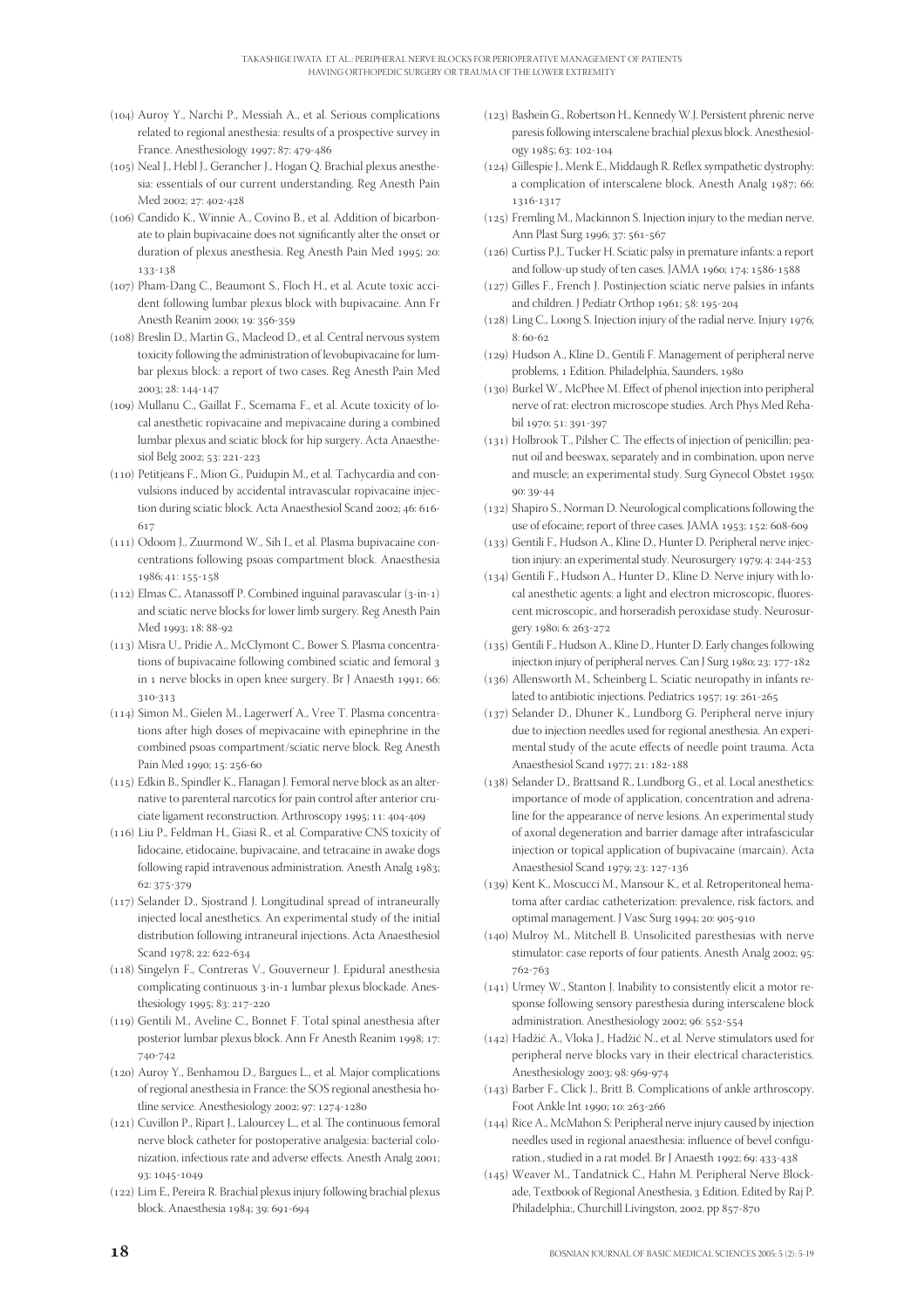(104) Auroy Y., Narchi P., Messiah A., et al. Serious complications related to regional anesthesia: results of a prospective survey in France. Anesthesiology 1997; 87: 479-486

(105) Neal J., Hebl J., Gerancher J., Hogan Q. Brachial plexus anesthesia: essentials of our current understanding. Reg Anesth Pain Med 2002; 27: 402-428

(106) Candido K., Winnie A., Covino B., et al. Addition of bicarbonate to plain bupivacaine does not significantly alter the onset or duration of plexus anesthesia. Reg Anesth Pain Med 1995; 20: 133-138

(107) Pham-Dang C., Beaumont S., Floch H., et al. Acute toxic accident following lumbar plexus block with bupivacaine. Ann Fr Anesth Reanim 2000; 19: 356-359

(108) Breslin D., Martin G., Macleod D., et al. Central nervous system toxicity following the administration of levobupivacaine for lumbar plexus block: a report of two cases. Reg Anesth Pain Med 2003; 28: 144-147

(109) Mullanu C., Gaillat F., Scemama F., et al. Acute toxicity of local anesthetic ropivacaine and mepivacaine during a combined lumbar plexus and sciatic block for hip surgery. Acta Anaesthesiol Belg 2002; 53: 221-223

(110) Petitjeans F., Mion G., Puidupin M., et al. Tachycardia and convulsions induced by accidental intravascular ropivacaine injection during sciatic block. Acta Anaesthesiol Scand 2002; 46: 616-617

(111) Odoom J., Zuurmond W., Sih I., et al. Plasma bupivacaine concentrations following psoas compartment block. Anaesthesia 1986; 41: 155-158

(112) Elmas C., Atanassoff P. Combined inguinal paravascular (3-in-1) and sciatic nerve blocks for lower limb surgery. Reg Anesth Pain Med 1993; 18: 88-92

(113) Misra U., Pridie A., McClymont C., Bower S. Plasma concentrations of bupivacaine following combined sciatic and femoral 3 in 1 nerve blocks in open knee surgery. Br J Anaesth 1991; 66: 310-313

(114) Simon M., Gielen M., Lagerwerf A., Vree T. Plasma concentrations after high doses of mepivacaine with epinephrine in the combined psoas compartment/sciatic nerve block. Reg Anesth Pain Med 1990; 15: 256-60

(115) Edkin B., Spindler K., Flanagan J. Femoral nerve block as an alternative to parenteral narcotics for pain control after anterior cruciate ligament reconstruction. Arthroscopy 1995; 11: 404-409

(116) Liu P., Feldman H., Giasi R., et al. Comparative CNS toxicity of lidocaine, etidocaine, bupivacaine, and tetracaine in awake dogs following rapid intravenous administration. Anesth Analg 1983; 62: 375-379

(117) Selander D., Sjostrand J. Longitudinal spread of intraneurally injected local anesthetics. An experimental study of the initial distribution following intraneural injections. Acta Anaesthesiol Scand 1978; 22: 622-634

(118) Singelyn F., Contreras V., Gouverneur J. Epidural anesthesia complicating continuous 3-in-1 lumbar plexus blockade. Anesthesiology 1995; 83: 217-220

(119) Gentili M., Aveline C., Bonnet F. Total spinal anesthesia after posterior lumbar plexus block. Ann Fr Anesth Reanim 1998; 17: 740-742

(120) Auroy Y., Benhamou D., Bargues L., et al. Major complications of regional anesthesia in France: the SOS regional anesthesia hotline service. Anesthesiology 2002; 97: 1274-1280

(121) Cuvillon P., Ripart J., Lalourcey L., et al. The continuous femoral nerve block catheter for postoperative analgesia: bacterial colonization, infectious rate and adverse effects. Anesth Analg 2001; 93: 1045-1049

(122) Lim E., Pereira R. Brachial plexus injury following brachial plexus block. Anaesthesia 1984; 39: 691-694

(123) Bashein G., Robertson H., Kennedy W.J. Persistent phrenic nerve paresis following interscalene brachial plexus block. Anesthesiology 1985; 63: 102-104

(124) Gillespie J., Menk E., Middaugh R. Reflex sympathetic dystrophy: a complication of interscalene block. Anesth Analg 1987; 66: 1316-1317

(125) Fremling M., Mackinnon S. Injection injury to the median nerve. Ann Plast Surg 1996; 37: 561-567

(126) Curtiss P.J., Tucker H. Sciatic palsy in premature infants: a report and follow-up study of ten cases. JAMA 1960; 174: 1586-1588

(127) Gilles F., French J. Postinjection sciatic nerve palsies in infants and children. J Pediatr Orthop 1961; 58: 195-204

(128) Ling C., Loong S. Injection injury of the radial nerve. Injury 1976; 8: 60-62

(129) Hudson A., Kline D., Gentili F. Management of peripheral nerve problems, 1 Edition. Philadelphia, Saunders, 1980

(130) Burkel W., McPhee M. Effect of phenol injection into peripheral nerve of rat: electron microscope studies. Arch Phys Med Rehabil 1970; 51: 391-397

(131) Holbrook T., Pilsher C. The effects of injection of penicillin; peanut oil and beeswax, separately and in combination, upon nerve and muscle; an experimental study. Surg Gynecol Obstet 1950; 90: 39-44

(132) Shapiro S., Norman D. Neurological complications following the use of efocaine; report of three cases. JAMA 1953; 152: 608-609

(133) Gentili F., Hudson A., Kline D., Hunter D. Peripheral nerve injection injury: an experimental study. Neurosurgery 1979; 4: 244-253

(134) Gentili F., Hudson A., Hunter D., Kline D. Nerve injury with local anesthetic agents: a light and electron microscopic, fluorescent microscopic, and horseradish peroxidase study. Neurosurgery 1980; 6: 263-272

(135) Gentili F., Hudson A., Kline D., Hunter D. Early changes following injection injury of peripheral nerves. Can J Surg 1980; 23: 177-182

(136) Allensworth M., Scheinberg L. Sciatic neuropathy in infants related to antibiotic injections. Pediatrics 1957; 19: 261-265

(137) Selander D., Dhuner K., Lundborg G. Peripheral nerve injury due to injection needles used for regional anesthesia. An experimental study of the acute effects of needle point trauma. Acta Anaesthesiol Scand 1977; 21: 182-188

(138) Selander D., Brattsand R., Lundborg G., et al. Local anesthetics: importance of mode of application, concentration and adrenaline for the appearance of nerve lesions. An experimental study of axonal degeneration and barrier damage after intrafascicular injection or topical application of bupivacaine (marcain). Acta Anaesthesiol Scand 1979; 23: 127-136

(139) Kent K., Moscucci M., Mansour K., et al. Retroperitoneal hematoma after cardiac catheterization: prevalence, risk factors, and optimal management. J Vasc Surg 1994; 20: 905-910

(140) Mulroy M., Mitchell B. Unsolicited paresthesias with nerve stimulator: case reports of four patients. Anesth Analg 2002; 95: 762-763

(141) Urmey W., Stanton J. Inability to consistently elicit a motor response following sensory paresthesia during interscalene block administration. Anesthesiology 2002; 96: 552-554

(142) Hadžić A., Vloka J., Hadžić N., et al. Nerve stimulators used for peripheral nerve blocks vary in their electrical characteristics. Anesthesiology 2003; 98: 969-974

(143) Barber F., Click J., Britt B. Complications of ankle arthroscopy. Foot Ankle Int 1990; 10: 263-266

(144) Rice A., McMahon S: Peripheral nerve injury caused by injection needles used in regional anaesthesia: influence of bevel configuration., studied in a rat model. Br J Anaesth 1992; 69: 433-438

(145) Weaver M., Tandatnick C., Hahn M. Peripheral Nerve Blockade, Textbook of Regional Anesthesia, 3 Edition. Edited by Raj P. Philadelphia:, Churchill Livingston, 2002, pp 857-870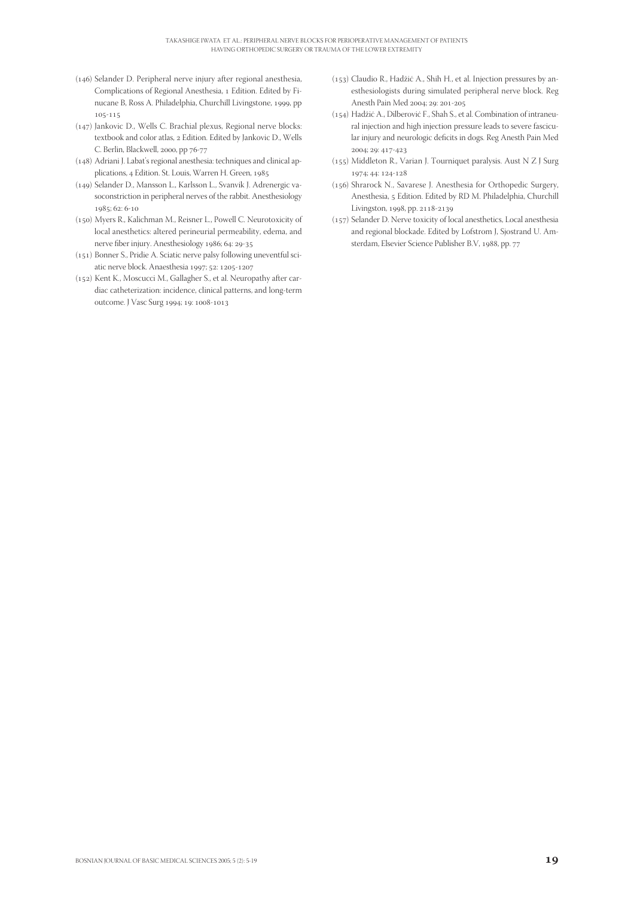(146) Selander D. Peripheral nerve injury after regional anesthesia, Complications of Regional Anesthesia, 1 Edition. Edited by Finucane B, Ross A. Philadelphia, Churchill Livingstone, 1999, pp 105-115

(147) Jankovic D., Wells C. Brachial plexus, Regional nerve blocks: textbook and color atlas, 2 Edition. Edited by Jankovic D., Wells C. Berlin, Blackwell, 2000, pp 76-77

(148) Adriani J. Labat's regional anesthesia: techniques and clinical applications, 4 Edition. St. Louis, Warren H. Green, 1985

(149) Selander D., Mansson L., Karlsson L., Svanvik J. Adrenergic vasoconstriction in peripheral nerves of the rabbit. Anesthesiology 1985; 62: 6-10

(150) Myers R., Kalichman M., Reisner L., Powell C. Neurotoxicity of local anesthetics: altered perineurial permeability, edema, and nerve fiber injury. Anesthesiology 1986; 64: 29-35

(151) Bonner S., Pridie A. Sciatic nerve palsy following uneventful sciatic nerve block. Anaesthesia 1997; 52: 1205-1207

(152) Kent K., Moscucci M., Gallagher S., et al. Neuropathy after cardiac catheterization: incidence, clinical patterns, and long-term outcome. J Vasc Surg 1994; 19: 1008-1013

(153) Claudio R., Hadžić A., Shih H., et al. Injection pressures by anesthesiologists during simulated peripheral nerve block. Reg Anesth Pain Med 2004; 29: 201-205

(154) Hadžić A., Dilberović F., Shah S., et al. Combination of intraneural injection and high injection pressure leads to severe fascicular injury and neurologic deficits in dogs. Reg Anesth Pain Med 2004; 29: 417-423

(155) Middleton R., Varian J. Tourniquet paralysis. Aust N Z J Surg 1974; 44: 124-128

(156) Shrarock N., Savarese J. Anesthesia for Orthopedic Surgery, Anesthesia, 5 Edition. Edited by RD M. Philadelphia, Churchill Livingston, 1998, pp. 2118-2139

(157) Selander D. Nerve toxicity of local anesthetics, Local anesthesia and regional blockade. Edited by Lofstrom J, Sjostrand U. Amsterdam, Elsevier Science Publisher B.V, 1988, pp. 77